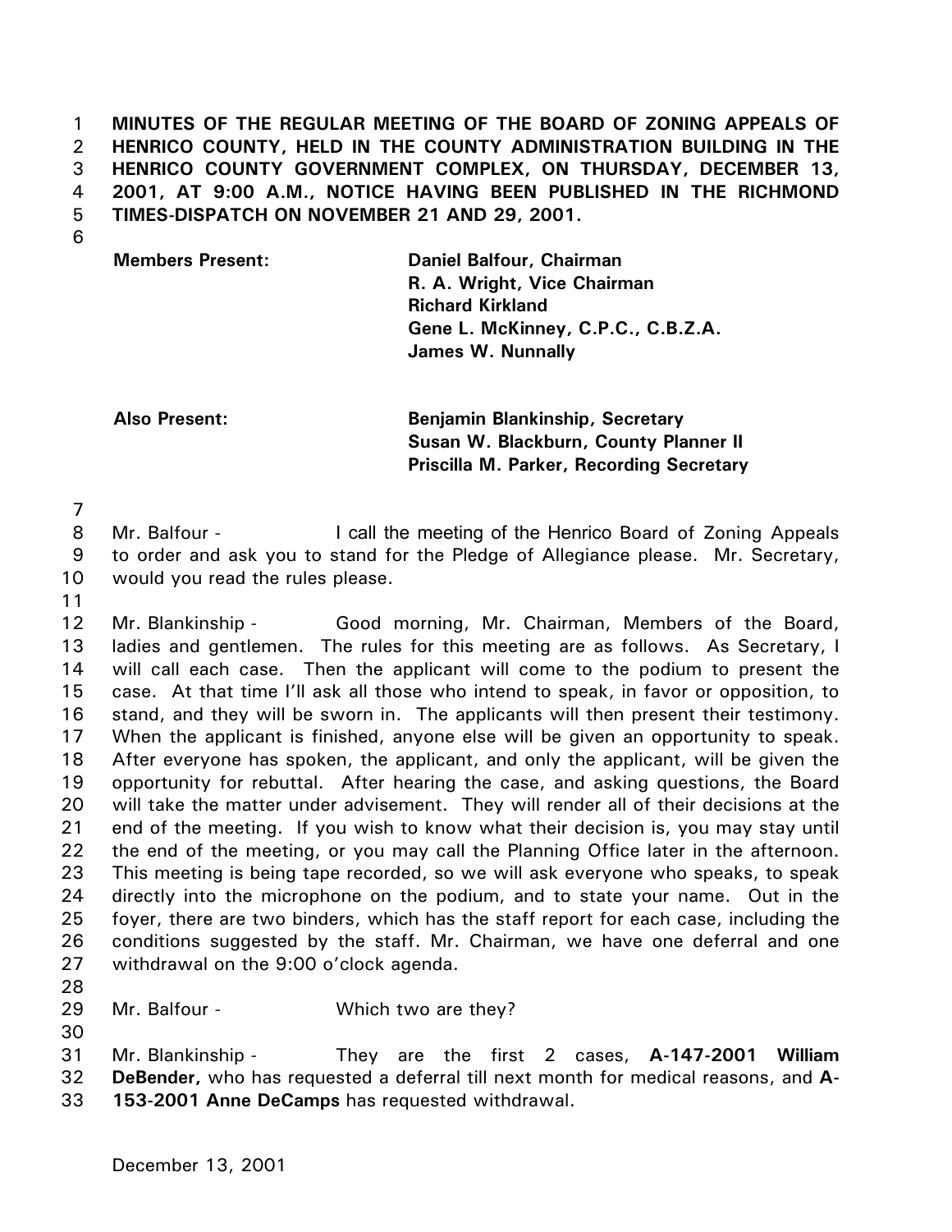**MINUTES OF THE REGULAR MEETING OF THE BOARD OF ZONING APPEALS OF HENRICO COUNTY, HELD IN THE COUNTY ADMINISTRATION BUILDING IN THE HENRICO COUNTY GOVERNMENT COMPLEX, ON THURSDAY, DECEMBER 13, 2001, AT 9:00 A.M., NOTICE HAVING BEEN PUBLISHED IN THE RICHMOND TIMES-DISPATCH ON NOVEMBER 21 AND 29, 2001.**

| | |
|---|---|
| **Members Present:** | **Daniel Balfour, Chairman** |
| | **R. A. Wright, Vice Chairman** |
| | **Richard Kirkland** |
| | **Gene L. McKinney, C.P.C., C.B.Z.A.** |
| | **James W. Nunnally** |
| **Also Present:** | **Benjamin Blankinship, Secretary** |
| | **Susan W. Blackburn, County Planner II** |
| | **Priscilla M. Parker, Recording Secretary** |

Mr. Balfour - I call the meeting of the Henrico Board of Zoning Appeals to order and ask you to stand for the Pledge of Allegiance please. Mr. Secretary, would you read the rules please.

Mr. Blankinship - Good morning, Mr. Chairman, Members of the Board, ladies and gentlemen. The rules for this meeting are as follows. As Secretary, I will call each case. Then the applicant will come to the podium to present the case. At that time I'll ask all those who intend to speak, in favor or opposition, to stand, and they will be sworn in. The applicants will then present their testimony. When the applicant is finished, anyone else will be given an opportunity to speak. After everyone has spoken, the applicant, and only the applicant, will be given the opportunity for rebuttal. After hearing the case, and asking questions, the Board will take the matter under advisement. They will render all of their decisions at the end of the meeting. If you wish to know what their decision is, you may stay until the end of the meeting, or you may call the Planning Office later in the afternoon. This meeting is being tape recorded, so we will ask everyone who speaks, to speak directly into the microphone on the podium, and to state your name. Out in the foyer, there are two binders, which has the staff report for each case, including the conditions suggested by the staff. Mr. Chairman, we have one deferral and one withdrawal on the 9:00 o'clock agenda.

Mr. Balfour - Which two are they?

Mr. Blankinship - They are the first 2 cases, **A-147-2001 William DeBender,** who has requested a deferral till next month for medical reasons, and **A-153-2001 Anne DeCamps** has requested withdrawal.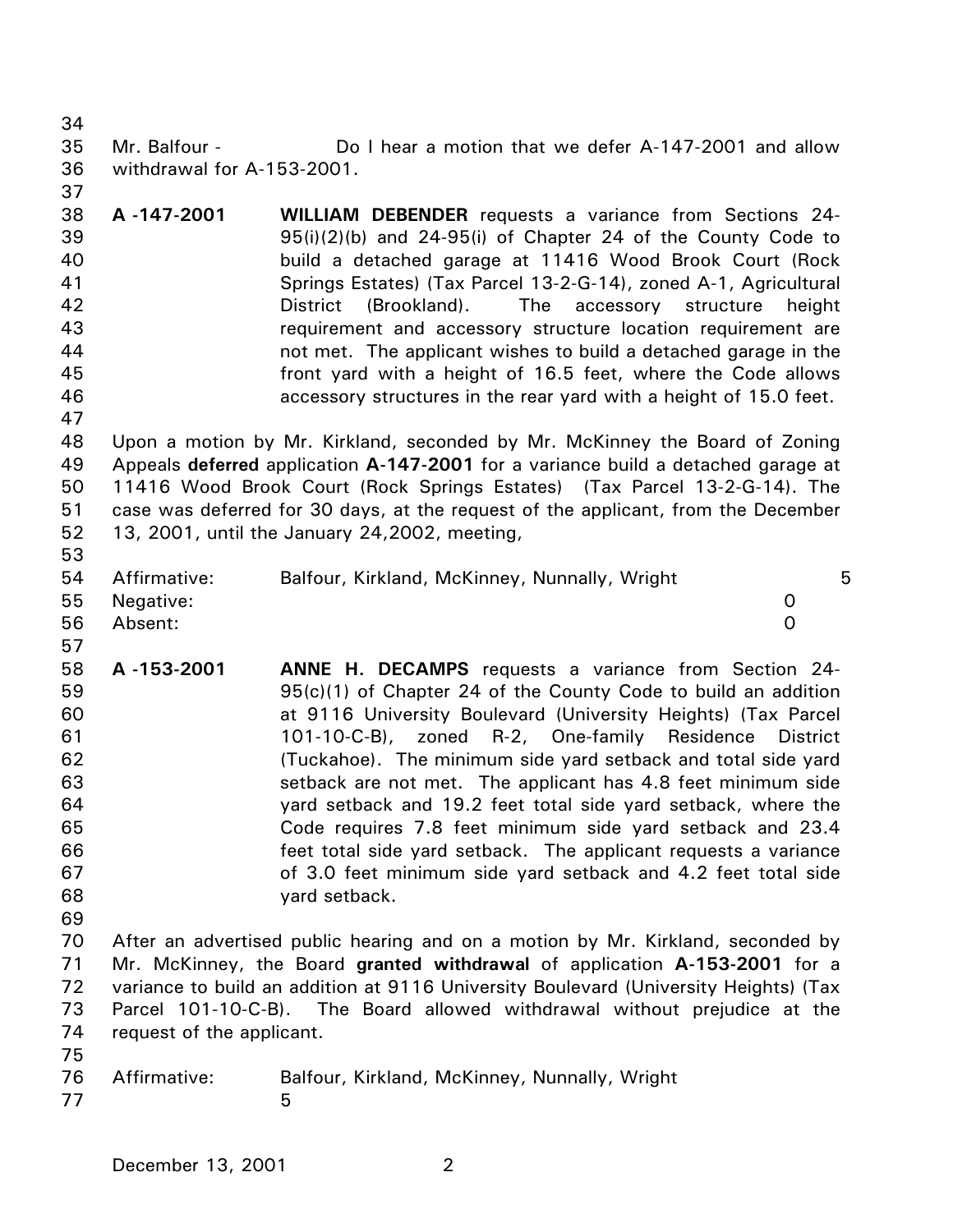Mr. Balfour - Do I hear a motion that we defer A-147-2001 and allow withdrawal for A-153-2001.

**A -147-2001** **WILLIAM DEBENDER** requests a variance from Sections 24-95(i)(2)(b) and 24-95(i) of Chapter 24 of the County Code to build a detached garage at 11416 Wood Brook Court (Rock Springs Estates) (Tax Parcel 13-2-G-14), zoned A-1, Agricultural District (Brookland). The accessory structure height requirement and accessory structure location requirement are not met. The applicant wishes to build a detached garage in the front yard with a height of 16.5 feet, where the Code allows accessory structures in the rear yard with a height of 15.0 feet.

Upon a motion by Mr. Kirkland, seconded by Mr. McKinney the Board of Zoning Appeals **deferred** application **A-147-2001** for a variance build a detached garage at 11416 Wood Brook Court (Rock Springs Estates) (Tax Parcel 13-2-G-14). The case was deferred for 30 days, at the request of the applicant, from the December 13, 2001, until the January 24,2002, meeting,

| | | |
|---|---|---|
| Affirmative: | Balfour, Kirkland, McKinney, Nunnally, Wright | 5 |
| Negative: | | 0 |
| Absent: | | 0 |

**A -153-2001** **ANNE H. DECAMPS** requests a variance from Section 24-95(c)(1) of Chapter 24 of the County Code to build an addition at 9116 University Boulevard (University Heights) (Tax Parcel 101-10-C-B), zoned R-2, One-family Residence District (Tuckahoe). The minimum side yard setback and total side yard setback are not met. The applicant has 4.8 feet minimum side yard setback and 19.2 feet total side yard setback, where the Code requires 7.8 feet minimum side yard setback and 23.4 feet total side yard setback. The applicant requests a variance of 3.0 feet minimum side yard setback and 4.2 feet total side yard setback.

After an advertised public hearing and on a motion by Mr. Kirkland, seconded by Mr. McKinney, the Board **granted withdrawal** of application **A-153-2001** for a variance to build an addition at 9116 University Boulevard (University Heights) (Tax Parcel 101-10-C-B). The Board allowed withdrawal without prejudice at the request of the applicant.

Affirmative: Balfour, Kirkland, McKinney, Nunnally, Wright 5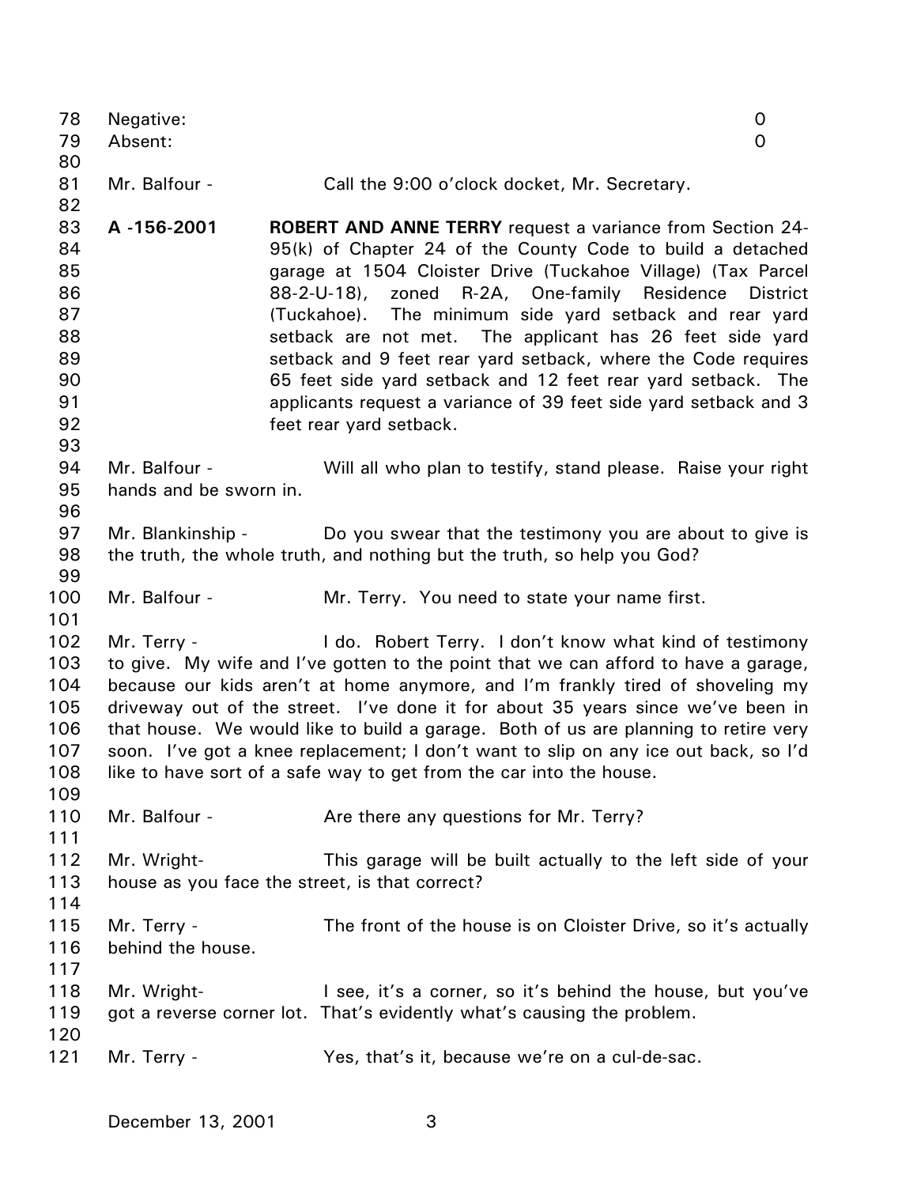Negative: 0
Absent: 0

Mr. Balfour - Call the 9:00 o'clock docket, Mr. Secretary.

**A -156-2001** **ROBERT AND ANNE TERRY** request a variance from Section 24-95(k) of Chapter 24 of the County Code to build a detached garage at 1504 Cloister Drive (Tuckahoe Village) (Tax Parcel 88-2-U-18), zoned R-2A, One-family Residence District (Tuckahoe). The minimum side yard setback and rear yard setback are not met. The applicant has 26 feet side yard setback and 9 feet rear yard setback, where the Code requires 65 feet side yard setback and 12 feet rear yard setback. The applicants request a variance of 39 feet side yard setback and 3 feet rear yard setback.

Mr. Balfour - Will all who plan to testify, stand please. Raise your right hands and be sworn in.

Mr. Blankinship - Do you swear that the testimony you are about to give is the truth, the whole truth, and nothing but the truth, so help you God?

Mr. Balfour - Mr. Terry. You need to state your name first.

Mr. Terry - I do. Robert Terry. I don't know what kind of testimony to give. My wife and I've gotten to the point that we can afford to have a garage, because our kids aren't at home anymore, and I'm frankly tired of shoveling my driveway out of the street. I've done it for about 35 years since we've been in that house. We would like to build a garage. Both of us are planning to retire very soon. I've got a knee replacement; I don't want to slip on any ice out back, so I'd like to have sort of a safe way to get from the car into the house.

Mr. Balfour - Are there any questions for Mr. Terry?

Mr. Wright- This garage will be built actually to the left side of your house as you face the street, is that correct?

Mr. Terry - The front of the house is on Cloister Drive, so it's actually behind the house.

Mr. Wright- I see, it's a corner, so it's behind the house, but you've got a reverse corner lot. That's evidently what's causing the problem.

Mr. Terry - Yes, that's it, because we're on a cul-de-sac.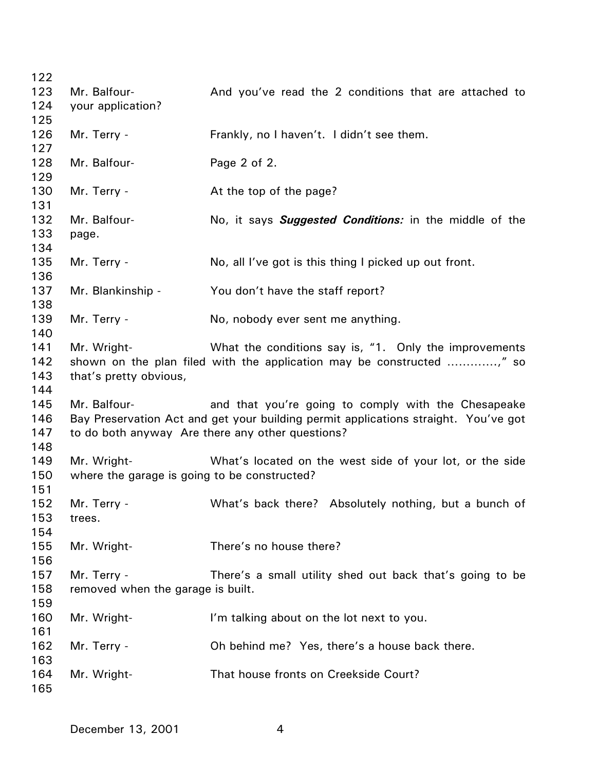Mr. Balfour- And you've read the 2 conditions that are attached to your application?

Mr. Terry - Frankly, no I haven't. I didn't see them.

Mr. Balfour- Page 2 of 2.

Mr. Terry - At the top of the page?

Mr. Balfour- No, it says ***Suggested Conditions:*** in the middle of the page.

Mr. Terry - No, all I've got is this thing I picked up out front.

Mr. Blankinship - You don't have the staff report?

Mr. Terry - No, nobody ever sent me anything.

Mr. Wright- What the conditions say is, "1. Only the improvements shown on the plan filed with the application may be constructed ............," so that's pretty obvious,

Mr. Balfour- and that you're going to comply with the Chesapeake Bay Preservation Act and get your building permit applications straight. You've got to do both anyway Are there any other questions?

Mr. Wright- What's located on the west side of your lot, or the side where the garage is going to be constructed?

Mr. Terry - What's back there? Absolutely nothing, but a bunch of trees.

Mr. Wright- There's no house there?

Mr. Terry - There's a small utility shed out back that's going to be removed when the garage is built.

Mr. Wright- I'm talking about on the lot next to you.

Mr. Terry - Oh behind me? Yes, there's a house back there.

Mr. Wright- That house fronts on Creekside Court?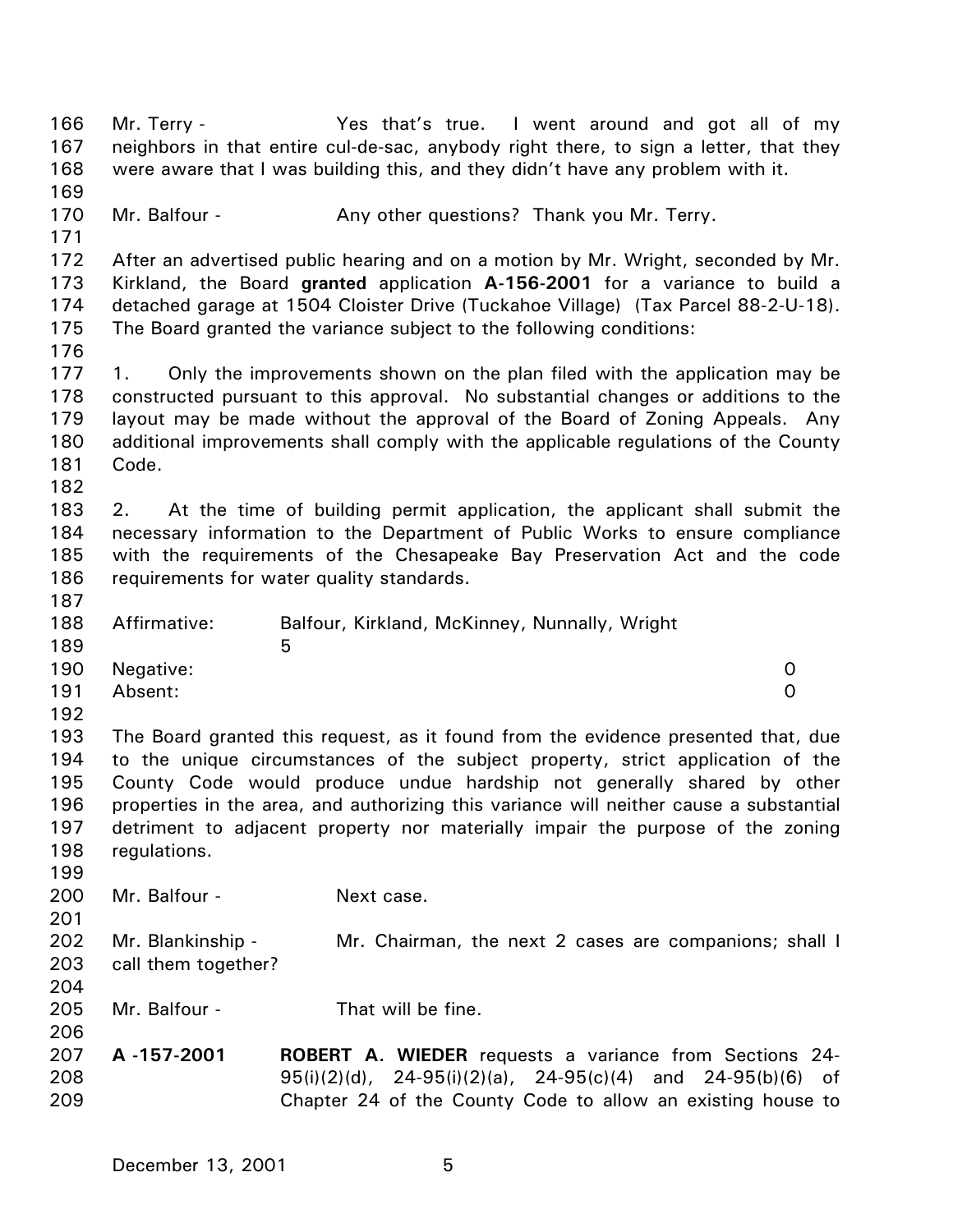Mr. Terry - Yes that's true. I went around and got all of my neighbors in that entire cul-de-sac, anybody right there, to sign a letter, that they were aware that I was building this, and they didn't have any problem with it.

Mr. Balfour - Any other questions? Thank you Mr. Terry.

After an advertised public hearing and on a motion by Mr. Wright, seconded by Mr. Kirkland, the Board **granted** application **A-156-2001** for a variance to build a detached garage at 1504 Cloister Drive (Tuckahoe Village) (Tax Parcel 88-2-U-18). The Board granted the variance subject to the following conditions:

1. Only the improvements shown on the plan filed with the application may be constructed pursuant to this approval. No substantial changes or additions to the layout may be made without the approval of the Board of Zoning Appeals. Any additional improvements shall comply with the applicable regulations of the County Code.

2. At the time of building permit application, the applicant shall submit the necessary information to the Department of Public Works to ensure compliance with the requirements of the Chesapeake Bay Preservation Act and the code requirements for water quality standards.

| | | |
|---|---|---|
| Affirmative: | Balfour, Kirkland, McKinney, Nunnally, Wright | 5 |
| Negative: | | 0 |
| Absent: | | 0 |

The Board granted this request, as it found from the evidence presented that, due to the unique circumstances of the subject property, strict application of the County Code would produce undue hardship not generally shared by other properties in the area, and authorizing this variance will neither cause a substantial detriment to adjacent property nor materially impair the purpose of the zoning regulations.

Mr. Balfour - Next case.

Mr. Blankinship - Mr. Chairman, the next 2 cases are companions; shall I call them together?

Mr. Balfour - That will be fine.

**A -157-2001** **ROBERT A. WIEDER** requests a variance from Sections 24-95(i)(2)(d), 24-95(i)(2)(a), 24-95(c)(4) and 24-95(b)(6) of Chapter 24 of the County Code to allow an existing house to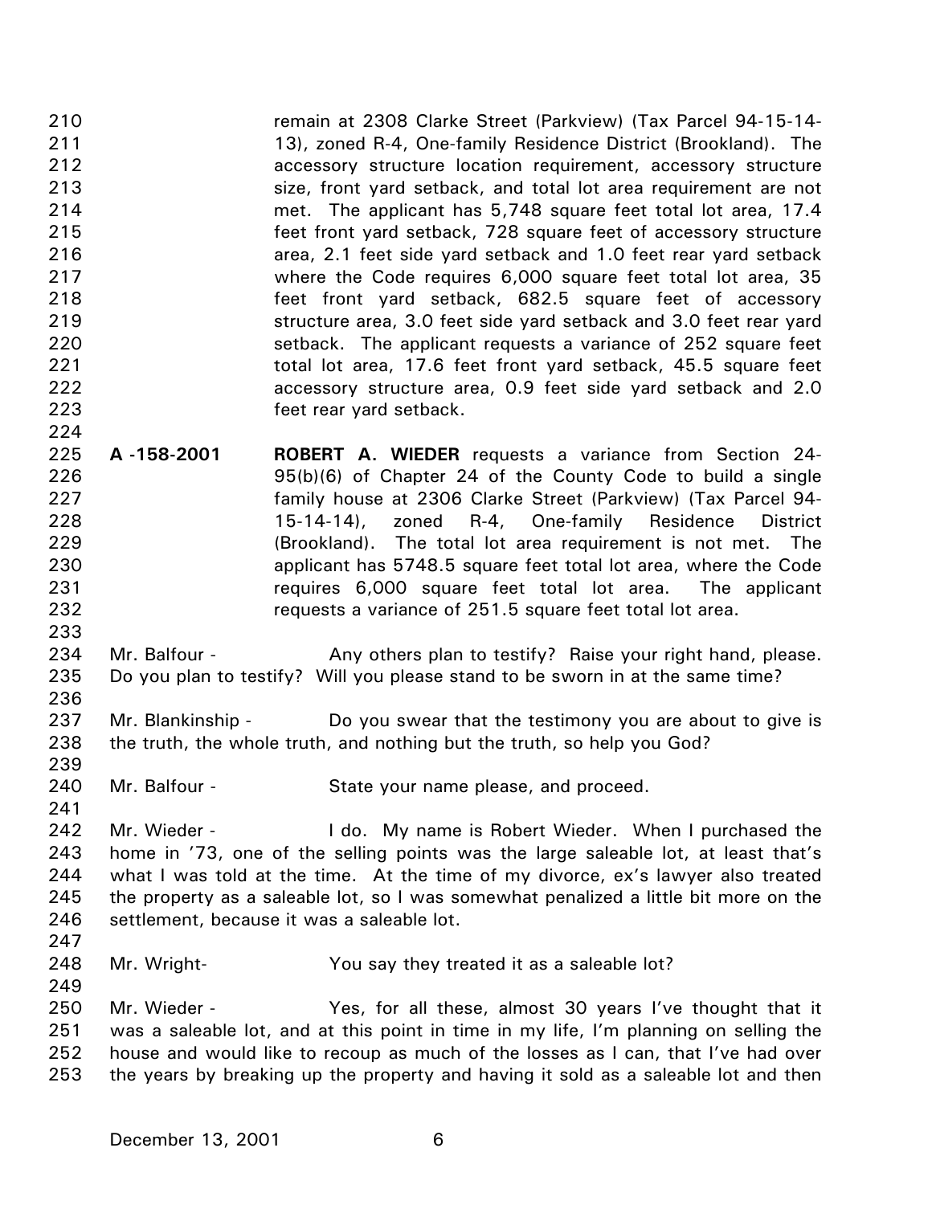remain at 2308 Clarke Street (Parkview) (Tax Parcel 94-15-14-13), zoned R-4, One-family Residence District (Brookland). The accessory structure location requirement, accessory structure size, front yard setback, and total lot area requirement are not met. The applicant has 5,748 square feet total lot area, 17.4 feet front yard setback, 728 square feet of accessory structure area, 2.1 feet side yard setback and 1.0 feet rear yard setback where the Code requires 6,000 square feet total lot area, 35 feet front yard setback, 682.5 square feet of accessory structure area, 3.0 feet side yard setback and 3.0 feet rear yard setback. The applicant requests a variance of 252 square feet total lot area, 17.6 feet front yard setback, 45.5 square feet accessory structure area, 0.9 feet side yard setback and 2.0 feet rear yard setback.

**A -158-2001** **ROBERT A. WIEDER** requests a variance from Section 24-95(b)(6) of Chapter 24 of the County Code to build a single family house at 2306 Clarke Street (Parkview) (Tax Parcel 94-15-14-14), zoned R-4, One-family Residence District (Brookland). The total lot area requirement is not met. The applicant has 5748.5 square feet total lot area, where the Code requires 6,000 square feet total lot area. The applicant requests a variance of 251.5 square feet total lot area.

Mr. Balfour - Any others plan to testify? Raise your right hand, please. Do you plan to testify? Will you please stand to be sworn in at the same time?

Mr. Blankinship - Do you swear that the testimony you are about to give is the truth, the whole truth, and nothing but the truth, so help you God?

Mr. Balfour - State your name please, and proceed.

Mr. Wieder - I do. My name is Robert Wieder. When I purchased the home in '73, one of the selling points was the large saleable lot, at least that's what I was told at the time. At the time of my divorce, ex's lawyer also treated the property as a saleable lot, so I was somewhat penalized a little bit more on the settlement, because it was a saleable lot.

Mr. Wright- You say they treated it as a saleable lot?

Mr. Wieder - Yes, for all these, almost 30 years I've thought that it was a saleable lot, and at this point in time in my life, I'm planning on selling the house and would like to recoup as much of the losses as I can, that I've had over the years by breaking up the property and having it sold as a saleable lot and then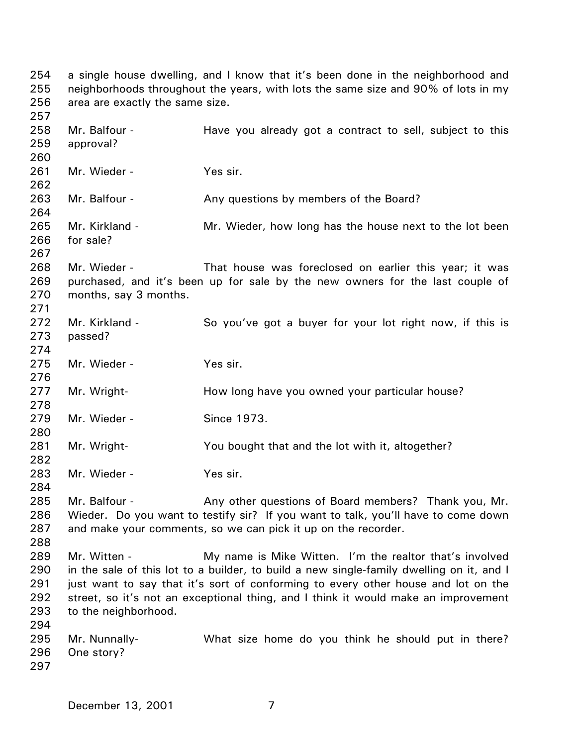a single house dwelling, and I know that it's been done in the neighborhood and neighborhoods throughout the years, with lots the same size and 90% of lots in my area are exactly the same size.

Mr. Balfour - Have you already got a contract to sell, subject to this approval?

Mr. Wieder - Yes sir.

Mr. Balfour - Any questions by members of the Board?

Mr. Kirkland - Mr. Wieder, how long has the house next to the lot been for sale?

Mr. Wieder - That house was foreclosed on earlier this year; it was purchased, and it's been up for sale by the new owners for the last couple of months, say 3 months.

Mr. Kirkland - So you've got a buyer for your lot right now, if this is passed?

Mr. Wieder - Yes sir.

Mr. Wright- How long have you owned your particular house?

Mr. Wieder - Since 1973.

Mr. Wright- You bought that and the lot with it, altogether?

Mr. Wieder - Yes sir.

Mr. Balfour - Any other questions of Board members? Thank you, Mr. Wieder. Do you want to testify sir? If you want to talk, you'll have to come down and make your comments, so we can pick it up on the recorder.

Mr. Witten - My name is Mike Witten. I'm the realtor that's involved in the sale of this lot to a builder, to build a new single-family dwelling on it, and I just want to say that it's sort of conforming to every other house and lot on the street, so it's not an exceptional thing, and I think it would make an improvement to the neighborhood.

Mr. Nunnally- What size home do you think he should put in there? One story?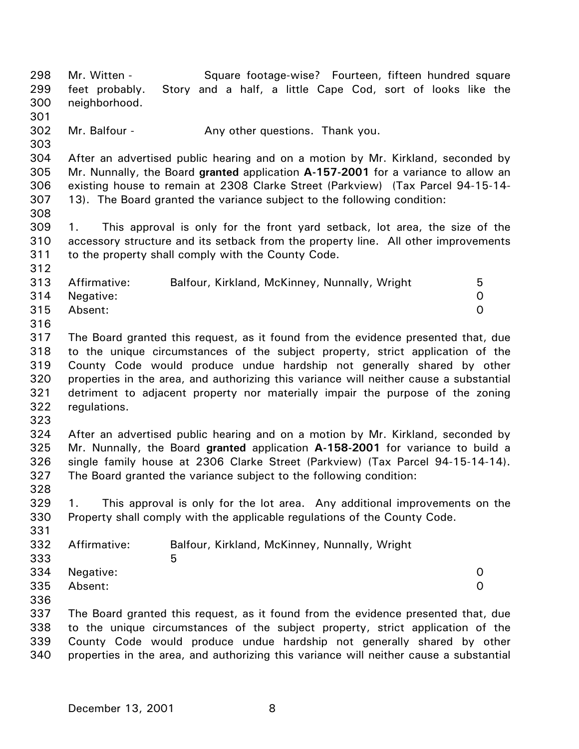Mr. Witten - Square footage-wise? Fourteen, fifteen hundred square feet probably. Story and a half, a little Cape Cod, sort of looks like the neighborhood.

Mr. Balfour - Any other questions. Thank you.

After an advertised public hearing and on a motion by Mr. Kirkland, seconded by Mr. Nunnally, the Board **granted** application **A-157-2001** for a variance to allow an existing house to remain at 2308 Clarke Street (Parkview) (Tax Parcel 94-15-14-13). The Board granted the variance subject to the following condition:

1. This approval is only for the front yard setback, lot area, the size of the accessory structure and its setback from the property line. All other improvements to the property shall comply with the County Code.

| | | |
|---|---|---|
| Affirmative: | Balfour, Kirkland, McKinney, Nunnally, Wright | 5 |
| Negative: | | 0 |
| Absent: | | 0 |

The Board granted this request, as it found from the evidence presented that, due to the unique circumstances of the subject property, strict application of the County Code would produce undue hardship not generally shared by other properties in the area, and authorizing this variance will neither cause a substantial detriment to adjacent property nor materially impair the purpose of the zoning regulations.

After an advertised public hearing and on a motion by Mr. Kirkland, seconded by Mr. Nunnally, the Board **granted** application **A-158-2001** for variance to build a single family house at 2306 Clarke Street (Parkview) (Tax Parcel 94-15-14-14). The Board granted the variance subject to the following condition:

1. This approval is only for the lot area. Any additional improvements on the Property shall comply with the applicable regulations of the County Code.

| | | |
|---|---|---|
| Affirmative: | Balfour, Kirkland, McKinney, Nunnally, Wright 5 | |
| Negative: | | 0 |
| Absent: | | 0 |

The Board granted this request, as it found from the evidence presented that, due to the unique circumstances of the subject property, strict application of the County Code would produce undue hardship not generally shared by other properties in the area, and authorizing this variance will neither cause a substantial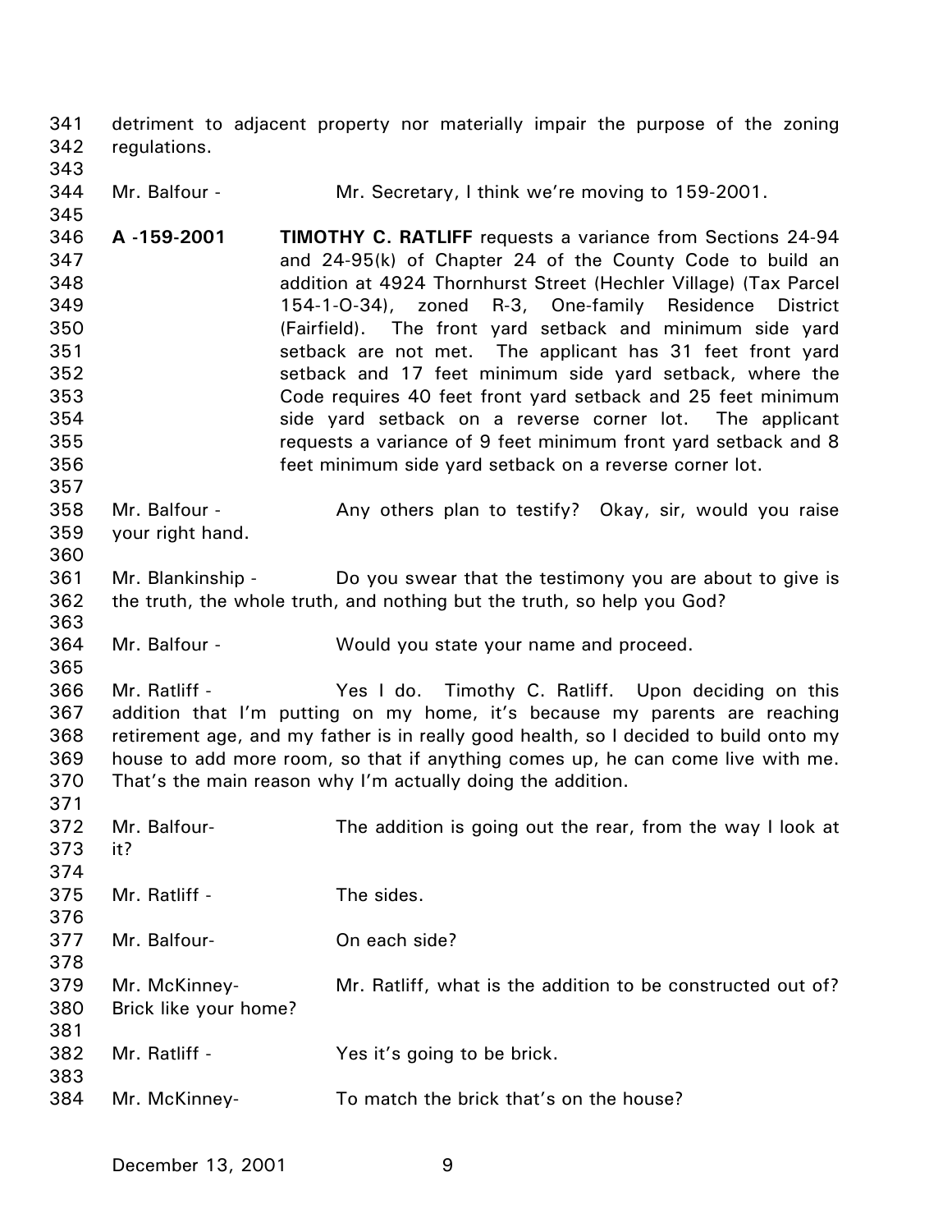detriment to adjacent property nor materially impair the purpose of the zoning regulations.

Mr. Balfour - Mr. Secretary, I think we're moving to 159-2001.

**A -159-2001** **TIMOTHY C. RATLIFF** requests a variance from Sections 24-94 and 24-95(k) of Chapter 24 of the County Code to build an addition at 4924 Thornhurst Street (Hechler Village) (Tax Parcel 154-1-O-34), zoned R-3, One-family Residence District (Fairfield). The front yard setback and minimum side yard setback are not met. The applicant has 31 feet front yard setback and 17 feet minimum side yard setback, where the Code requires 40 feet front yard setback and 25 feet minimum side yard setback on a reverse corner lot. The applicant requests a variance of 9 feet minimum front yard setback and 8 feet minimum side yard setback on a reverse corner lot.

Mr. Balfour - Any others plan to testify? Okay, sir, would you raise your right hand.

Mr. Blankinship - Do you swear that the testimony you are about to give is the truth, the whole truth, and nothing but the truth, so help you God?

Mr. Balfour - Would you state your name and proceed.

Mr. Ratliff - Yes I do. Timothy C. Ratliff. Upon deciding on this addition that I'm putting on my home, it's because my parents are reaching retirement age, and my father is in really good health, so I decided to build onto my house to add more room, so that if anything comes up, he can come live with me. That's the main reason why I'm actually doing the addition.

Mr. Balfour- The addition is going out the rear, from the way I look at it?

Mr. Ratliff - The sides.

Mr. Balfour- On each side?

Mr. McKinney- Mr. Ratliff, what is the addition to be constructed out of? Brick like your home?

Mr. Ratliff - Yes it's going to be brick.

Mr. McKinney- To match the brick that's on the house?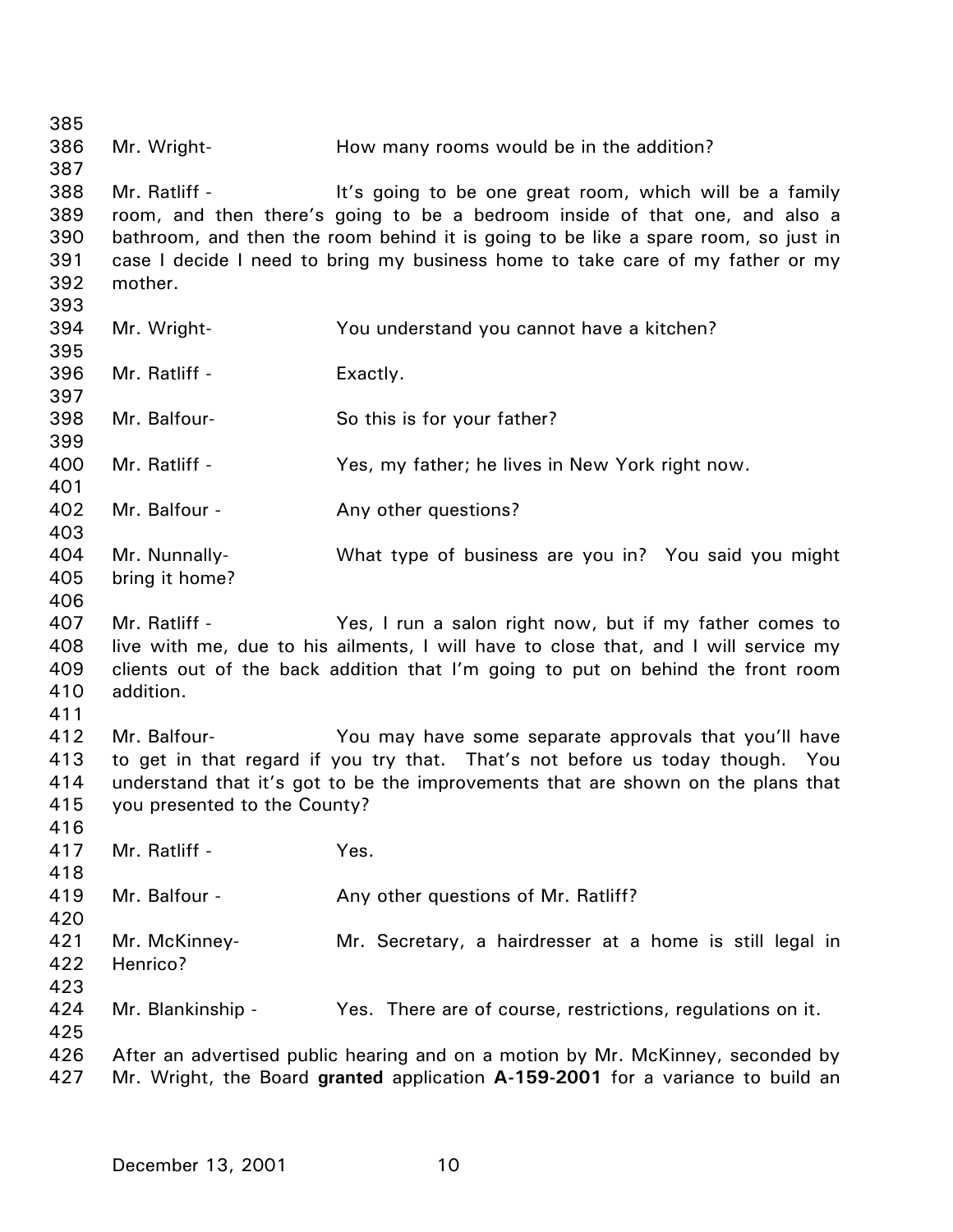Mr. Wright- How many rooms would be in the addition?

Mr. Ratliff - It's going to be one great room, which will be a family room, and then there's going to be a bedroom inside of that one, and also a bathroom, and then the room behind it is going to be like a spare room, so just in case I decide I need to bring my business home to take care of my father or my mother.

Mr. Wright- You understand you cannot have a kitchen?

Mr. Ratliff - Exactly.

Mr. Balfour- So this is for your father?

Mr. Ratliff - Yes, my father; he lives in New York right now.

Mr. Balfour - Any other questions?

Mr. Nunnally- What type of business are you in? You said you might bring it home?

Mr. Ratliff - Yes, I run a salon right now, but if my father comes to live with me, due to his ailments, I will have to close that, and I will service my clients out of the back addition that I'm going to put on behind the front room addition.

Mr. Balfour- You may have some separate approvals that you'll have to get in that regard if you try that. That's not before us today though. You understand that it's got to be the improvements that are shown on the plans that you presented to the County?

Mr. Ratliff - Yes.

Mr. Balfour - Any other questions of Mr. Ratliff?

Mr. McKinney- Mr. Secretary, a hairdresser at a home is still legal in Henrico?

Mr. Blankinship - Yes. There are of course, restrictions, regulations on it.

After an advertised public hearing and on a motion by Mr. McKinney, seconded by Mr. Wright, the Board **granted** application **A-159-2001** for a variance to build an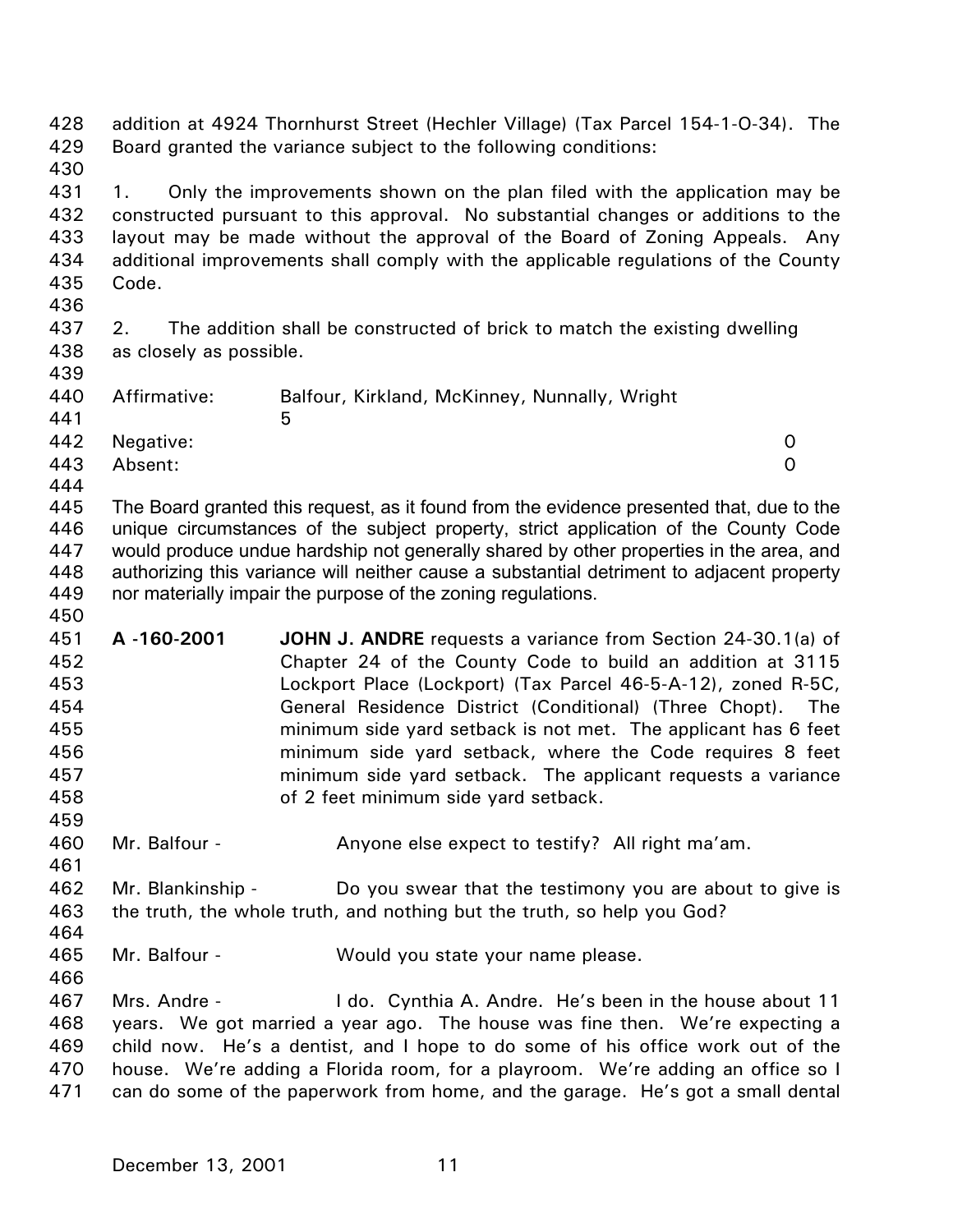addition at 4924 Thornhurst Street (Hechler Village) (Tax Parcel 154-1-O-34). The Board granted the variance subject to the following conditions:

1. Only the improvements shown on the plan filed with the application may be constructed pursuant to this approval. No substantial changes or additions to the layout may be made without the approval of the Board of Zoning Appeals. Any additional improvements shall comply with the applicable regulations of the County Code.

2. The addition shall be constructed of brick to match the existing dwelling as closely as possible.

| | | |
|---|---|---|
| Affirmative: | Balfour, Kirkland, McKinney, Nunnally, Wright | 5 |
| Negative: | | 0 |
| Absent: | | 0 |

The Board granted this request, as it found from the evidence presented that, due to the unique circumstances of the subject property, strict application of the County Code would produce undue hardship not generally shared by other properties in the area, and authorizing this variance will neither cause a substantial detriment to adjacent property nor materially impair the purpose of the zoning regulations.

**A -160-2001** **JOHN J. ANDRE** requests a variance from Section 24-30.1(a) of Chapter 24 of the County Code to build an addition at 3115 Lockport Place (Lockport) (Tax Parcel 46-5-A-12), zoned R-5C, General Residence District (Conditional) (Three Chopt). The minimum side yard setback is not met. The applicant has 6 feet minimum side yard setback, where the Code requires 8 feet minimum side yard setback. The applicant requests a variance of 2 feet minimum side yard setback.

Mr. Balfour - Anyone else expect to testify? All right ma'am.

Mr. Blankinship - Do you swear that the testimony you are about to give is the truth, the whole truth, and nothing but the truth, so help you God?

Mr. Balfour - Would you state your name please.

Mrs. Andre - I do. Cynthia A. Andre. He's been in the house about 11 years. We got married a year ago. The house was fine then. We're expecting a child now. He's a dentist, and I hope to do some of his office work out of the house. We're adding a Florida room, for a playroom. We're adding an office so I can do some of the paperwork from home, and the garage. He's got a small dental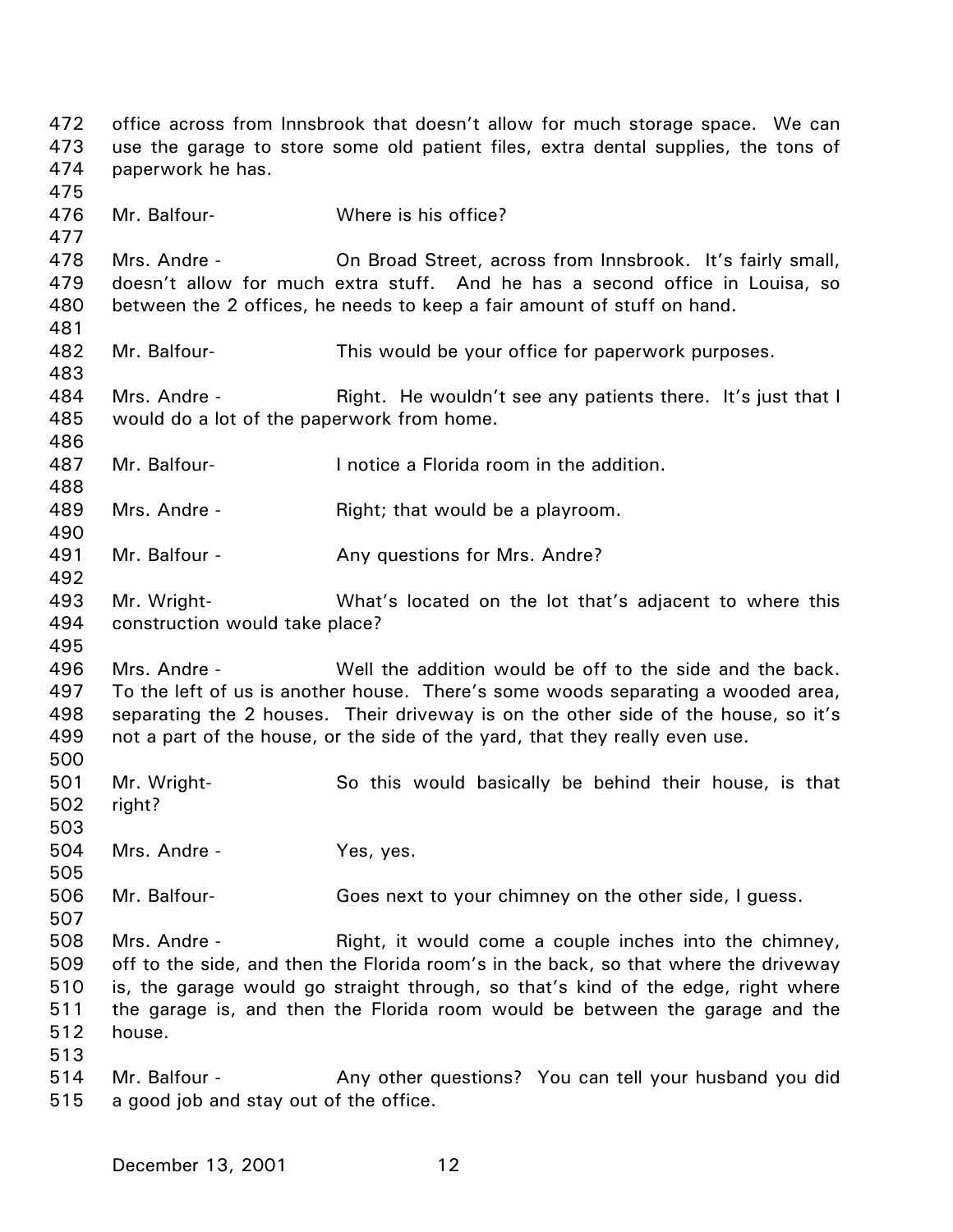office across from Innsbrook that doesn't allow for much storage space. We can use the garage to store some old patient files, extra dental supplies, the tons of paperwork he has.

Mr. Balfour- Where is his office?

Mrs. Andre - On Broad Street, across from Innsbrook. It's fairly small, doesn't allow for much extra stuff. And he has a second office in Louisa, so between the 2 offices, he needs to keep a fair amount of stuff on hand.

Mr. Balfour- This would be your office for paperwork purposes.

Mrs. Andre - Right. He wouldn't see any patients there. It's just that I would do a lot of the paperwork from home.

Mr. Balfour- I notice a Florida room in the addition.

Mrs. Andre - Right; that would be a playroom.

Mr. Balfour - Any questions for Mrs. Andre?

Mr. Wright- What's located on the lot that's adjacent to where this construction would take place?

Mrs. Andre - Well the addition would be off to the side and the back. To the left of us is another house. There's some woods separating a wooded area, separating the 2 houses. Their driveway is on the other side of the house, so it's not a part of the house, or the side of the yard, that they really even use.

Mr. Wright- So this would basically be behind their house, is that right?

Mrs. Andre - Yes, yes.

Mr. Balfour- Goes next to your chimney on the other side, I guess.

Mrs. Andre - Right, it would come a couple inches into the chimney, off to the side, and then the Florida room's in the back, so that where the driveway is, the garage would go straight through, so that's kind of the edge, right where the garage is, and then the Florida room would be between the garage and the house.

Mr. Balfour - Any other questions? You can tell your husband you did a good job and stay out of the office.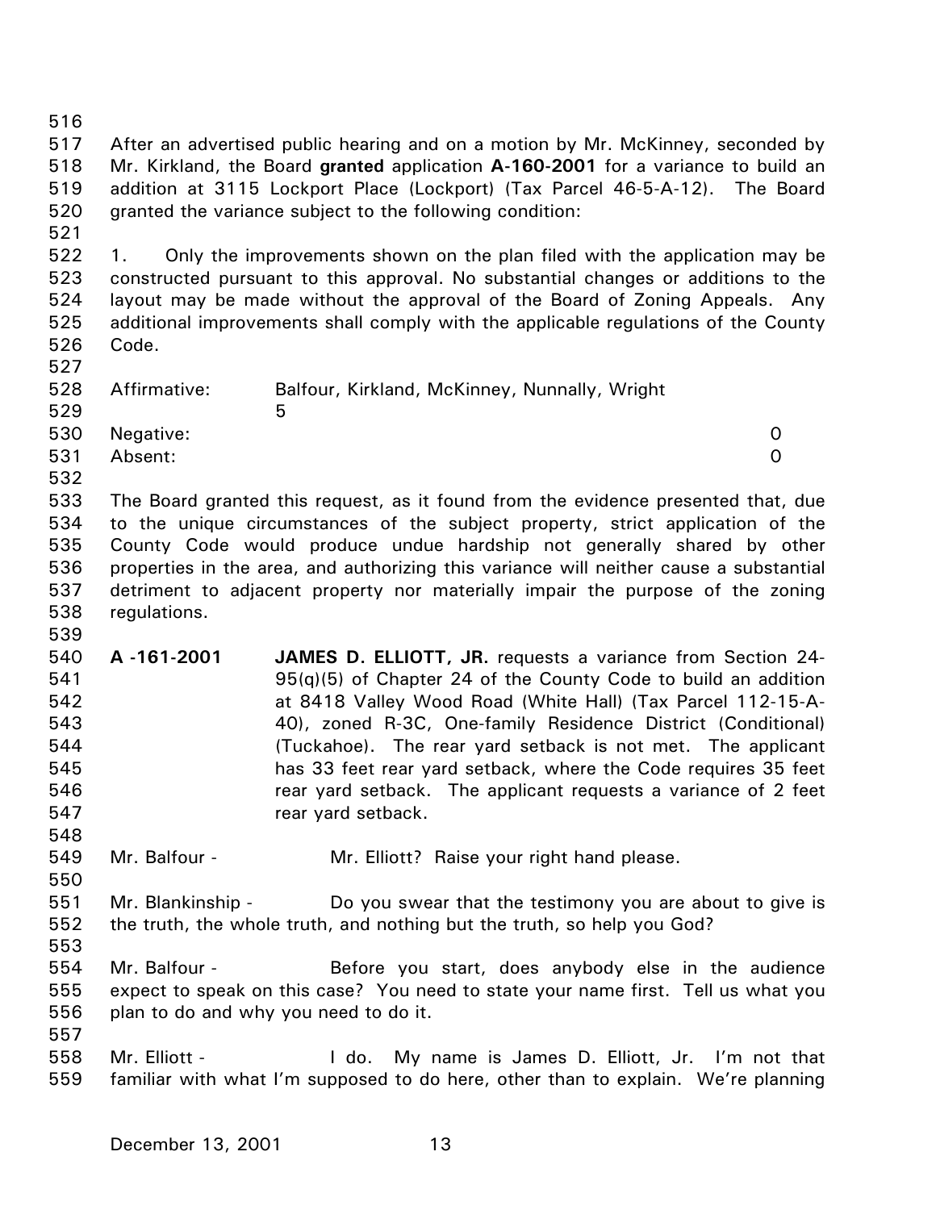After an advertised public hearing and on a motion by Mr. McKinney, seconded by Mr. Kirkland, the Board **granted** application **A-160-2001** for a variance to build an addition at 3115 Lockport Place (Lockport) (Tax Parcel 46-5-A-12). The Board granted the variance subject to the following condition:

1. Only the improvements shown on the plan filed with the application may be constructed pursuant to this approval. No substantial changes or additions to the layout may be made without the approval of the Board of Zoning Appeals. Any additional improvements shall comply with the applicable regulations of the County Code.

| | | |
|---|---|---|
| Affirmative: | Balfour, Kirkland, McKinney, Nunnally, Wright | 5 |
| Negative: | | 0 |
| Absent: | | 0 |

The Board granted this request, as it found from the evidence presented that, due to the unique circumstances of the subject property, strict application of the County Code would produce undue hardship not generally shared by other properties in the area, and authorizing this variance will neither cause a substantial detriment to adjacent property nor materially impair the purpose of the zoning regulations.

**A -161-2001** **JAMES D. ELLIOTT, JR.** requests a variance from Section 24-95(q)(5) of Chapter 24 of the County Code to build an addition at 8418 Valley Wood Road (White Hall) (Tax Parcel 112-15-A-40), zoned R-3C, One-family Residence District (Conditional) (Tuckahoe). The rear yard setback is not met. The applicant has 33 feet rear yard setback, where the Code requires 35 feet rear yard setback. The applicant requests a variance of 2 feet rear yard setback.

Mr. Balfour - Mr. Elliott? Raise your right hand please.

Mr. Blankinship - Do you swear that the testimony you are about to give is the truth, the whole truth, and nothing but the truth, so help you God?

Mr. Balfour - Before you start, does anybody else in the audience expect to speak on this case? You need to state your name first. Tell us what you plan to do and why you need to do it.

Mr. Elliott - I do. My name is James D. Elliott, Jr. I'm not that familiar with what I'm supposed to do here, other than to explain. We're planning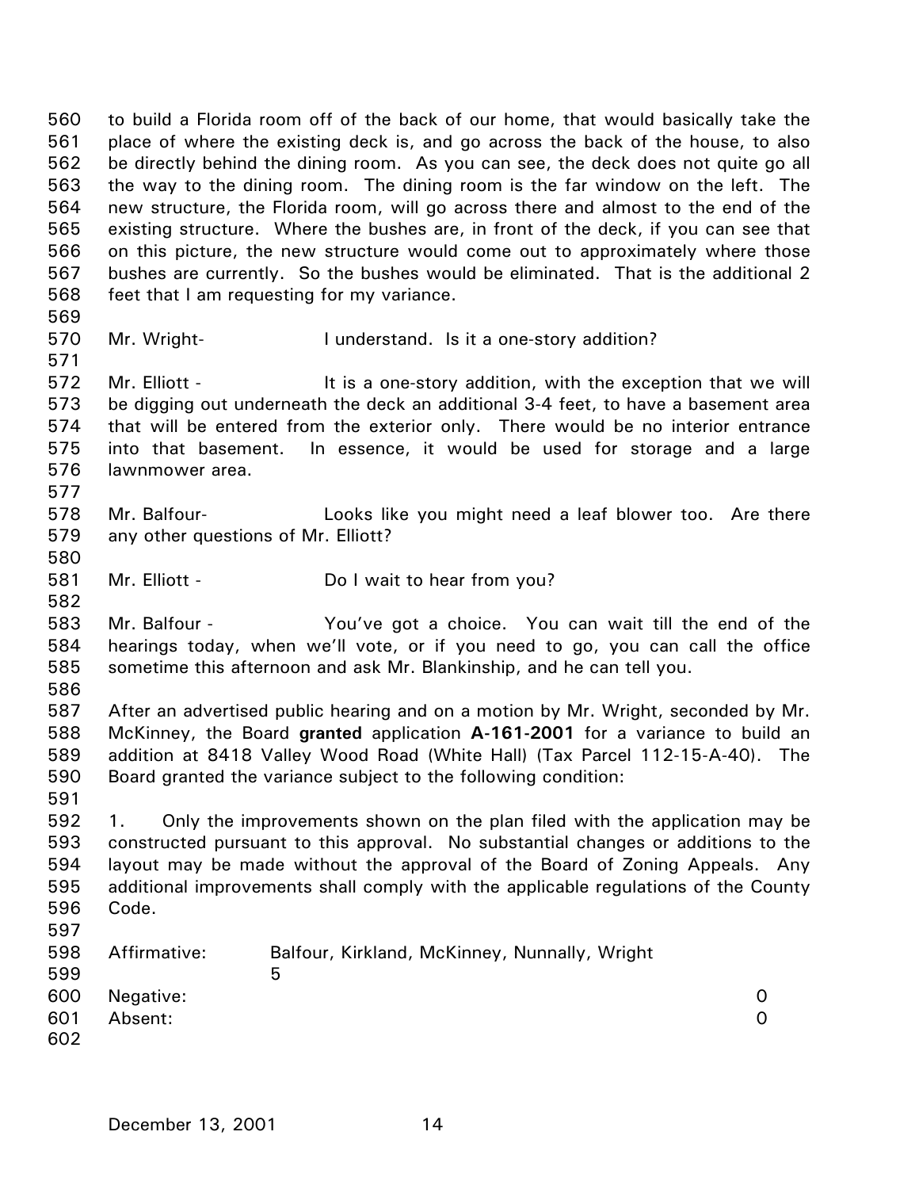to build a Florida room off of the back of our home, that would basically take the place of where the existing deck is, and go across the back of the house, to also be directly behind the dining room. As you can see, the deck does not quite go all the way to the dining room. The dining room is the far window on the left. The new structure, the Florida room, will go across there and almost to the end of the existing structure. Where the bushes are, in front of the deck, if you can see that on this picture, the new structure would come out to approximately where those bushes are currently. So the bushes would be eliminated. That is the additional 2 feet that I am requesting for my variance.

Mr. Wright- I understand. Is it a one-story addition?

Mr. Elliott - It is a one-story addition, with the exception that we will be digging out underneath the deck an additional 3-4 feet, to have a basement area that will be entered from the exterior only. There would be no interior entrance into that basement. In essence, it would be used for storage and a large lawnmower area.

Mr. Balfour- Looks like you might need a leaf blower too. Are there any other questions of Mr. Elliott?

Mr. Elliott - Do I wait to hear from you?

Mr. Balfour - You've got a choice. You can wait till the end of the hearings today, when we'll vote, or if you need to go, you can call the office sometime this afternoon and ask Mr. Blankinship, and he can tell you.

After an advertised public hearing and on a motion by Mr. Wright, seconded by Mr. McKinney, the Board **granted** application **A-161-2001** for a variance to build an addition at 8418 Valley Wood Road (White Hall) (Tax Parcel 112-15-A-40). The Board granted the variance subject to the following condition:

1. Only the improvements shown on the plan filed with the application may be constructed pursuant to this approval. No substantial changes or additions to the layout may be made without the approval of the Board of Zoning Appeals. Any additional improvements shall comply with the applicable regulations of the County Code.

Affirmative: Balfour, Kirkland, McKinney, Nunnally, Wright 5
Negative: 0
Absent: 0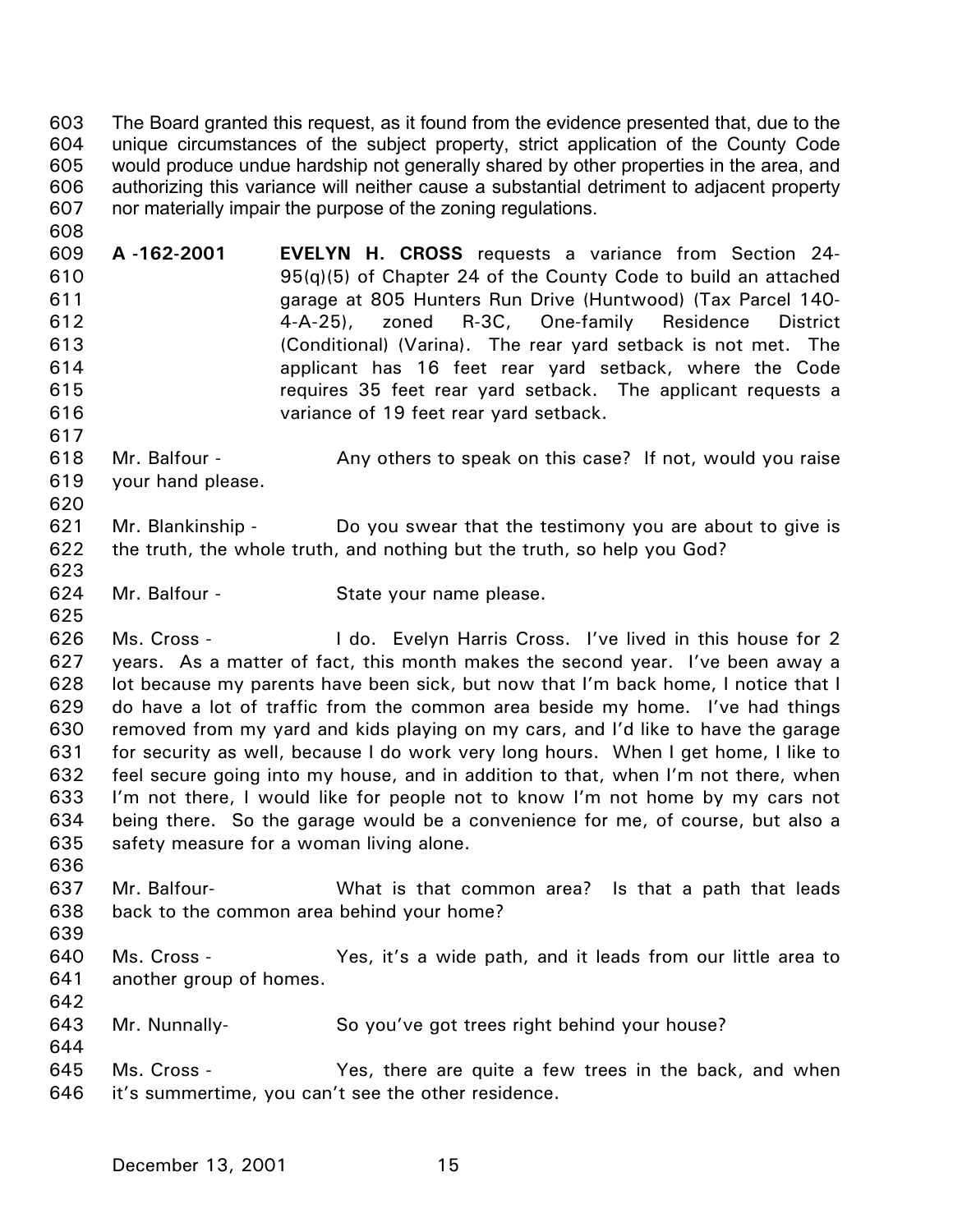The Board granted this request, as it found from the evidence presented that, due to the unique circumstances of the subject property, strict application of the County Code would produce undue hardship not generally shared by other properties in the area, and authorizing this variance will neither cause a substantial detriment to adjacent property nor materially impair the purpose of the zoning regulations.

**A -162-2001** **EVELYN H. CROSS** requests a variance from Section 24-95(q)(5) of Chapter 24 of the County Code to build an attached garage at 805 Hunters Run Drive (Huntwood) (Tax Parcel 140-4-A-25), zoned R-3C, One-family Residence District (Conditional) (Varina). The rear yard setback is not met. The applicant has 16 feet rear yard setback, where the Code requires 35 feet rear yard setback. The applicant requests a variance of 19 feet rear yard setback.

Mr. Balfour - Any others to speak on this case? If not, would you raise your hand please.

Mr. Blankinship - Do you swear that the testimony you are about to give is the truth, the whole truth, and nothing but the truth, so help you God?

Mr. Balfour - State your name please.

Ms. Cross - I do. Evelyn Harris Cross. I've lived in this house for 2 years. As a matter of fact, this month makes the second year. I've been away a lot because my parents have been sick, but now that I'm back home, I notice that I do have a lot of traffic from the common area beside my home. I've had things removed from my yard and kids playing on my cars, and I'd like to have the garage for security as well, because I do work very long hours. When I get home, I like to feel secure going into my house, and in addition to that, when I'm not there, when I'm not there, I would like for people not to know I'm not home by my cars not being there. So the garage would be a convenience for me, of course, but also a safety measure for a woman living alone.

Mr. Balfour- What is that common area? Is that a path that leads back to the common area behind your home?

Ms. Cross - Yes, it's a wide path, and it leads from our little area to another group of homes.

Mr. Nunnally- So you've got trees right behind your house?

Ms. Cross - Yes, there are quite a few trees in the back, and when it's summertime, you can't see the other residence.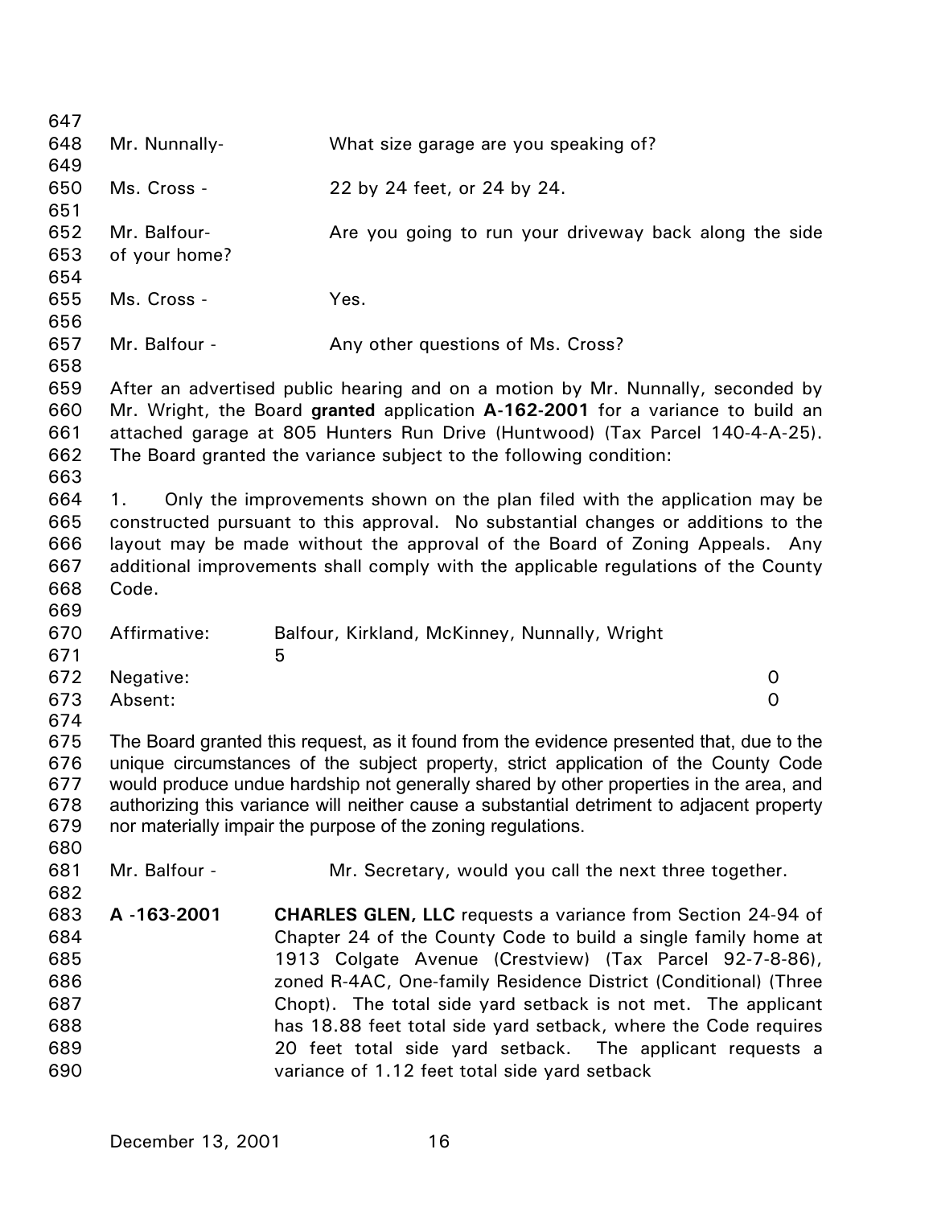Mr. Nunnally- What size garage are you speaking of?

Ms. Cross - 22 by 24 feet, or 24 by 24.

Mr. Balfour- Are you going to run your driveway back along the side of your home?

Ms. Cross - Yes.

Mr. Balfour - Any other questions of Ms. Cross?

After an advertised public hearing and on a motion by Mr. Nunnally, seconded by Mr. Wright, the Board **granted** application **A-162-2001** for a variance to build an attached garage at 805 Hunters Run Drive (Huntwood) (Tax Parcel 140-4-A-25). The Board granted the variance subject to the following condition:

1. Only the improvements shown on the plan filed with the application may be constructed pursuant to this approval. No substantial changes or additions to the layout may be made without the approval of the Board of Zoning Appeals. Any additional improvements shall comply with the applicable regulations of the County Code.

Affirmative: Balfour, Kirkland, McKinney, Nunnally, Wright 5
Negative: 0
Absent: 0

The Board granted this request, as it found from the evidence presented that, due to the unique circumstances of the subject property, strict application of the County Code would produce undue hardship not generally shared by other properties in the area, and authorizing this variance will neither cause a substantial detriment to adjacent property nor materially impair the purpose of the zoning regulations.

Mr. Balfour - Mr. Secretary, would you call the next three together.

**A -163-2001** **CHARLES GLEN, LLC** requests a variance from Section 24-94 of Chapter 24 of the County Code to build a single family home at 1913 Colgate Avenue (Crestview) (Tax Parcel 92-7-8-86), zoned R-4AC, One-family Residence District (Conditional) (Three Chopt). The total side yard setback is not met. The applicant has 18.88 feet total side yard setback, where the Code requires 20 feet total side yard setback. The applicant requests a variance of 1.12 feet total side yard setback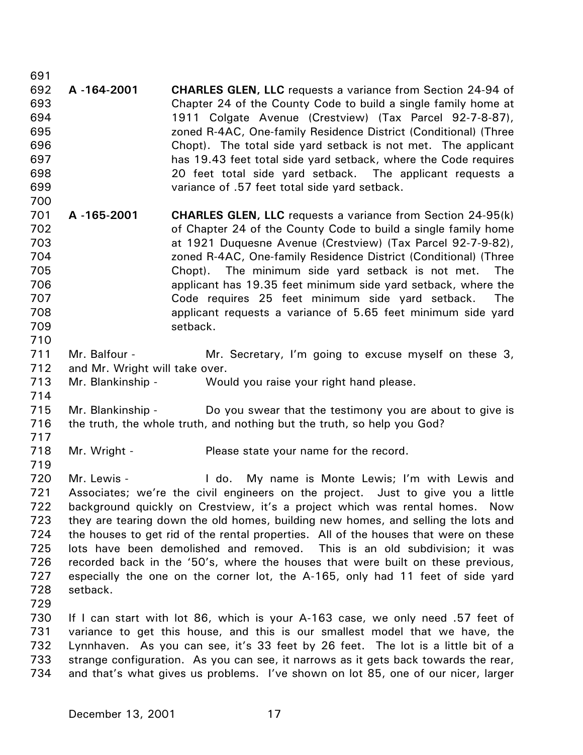**A -164-2001** **CHARLES GLEN, LLC** requests a variance from Section 24-94 of Chapter 24 of the County Code to build a single family home at 1911 Colgate Avenue (Crestview) (Tax Parcel 92-7-8-87), zoned R-4AC, One-family Residence District (Conditional) (Three Chopt). The total side yard setback is not met. The applicant has 19.43 feet total side yard setback, where the Code requires 20 feet total side yard setback. The applicant requests a variance of .57 feet total side yard setback.

**A -165-2001** **CHARLES GLEN, LLC** requests a variance from Section 24-95(k) of Chapter 24 of the County Code to build a single family home at 1921 Duquesne Avenue (Crestview) (Tax Parcel 92-7-9-82), zoned R-4AC, One-family Residence District (Conditional) (Three Chopt). The minimum side yard setback is not met. The applicant has 19.35 feet minimum side yard setback, where the Code requires 25 feet minimum side yard setback. The applicant requests a variance of 5.65 feet minimum side yard setback.

Mr. Balfour - Mr. Secretary, I'm going to excuse myself on these 3, and Mr. Wright will take over.

Mr. Blankinship - Would you raise your right hand please.

Mr. Blankinship - Do you swear that the testimony you are about to give is the truth, the whole truth, and nothing but the truth, so help you God?

Mr. Wright - Please state your name for the record.

Mr. Lewis - I do. My name is Monte Lewis; I'm with Lewis and Associates; we're the civil engineers on the project. Just to give you a little background quickly on Crestview, it's a project which was rental homes. Now they are tearing down the old homes, building new homes, and selling the lots and the houses to get rid of the rental properties. All of the houses that were on these lots have been demolished and removed. This is an old subdivision; it was recorded back in the '50's, where the houses that were built on these previous, especially the one on the corner lot, the A-165, only had 11 feet of side yard setback.

If I can start with lot 86, which is your A-163 case, we only need .57 feet of variance to get this house, and this is our smallest model that we have, the Lynnhaven. As you can see, it's 33 feet by 26 feet. The lot is a little bit of a strange configuration. As you can see, it narrows as it gets back towards the rear, and that's what gives us problems. I've shown on lot 85, one of our nicer, larger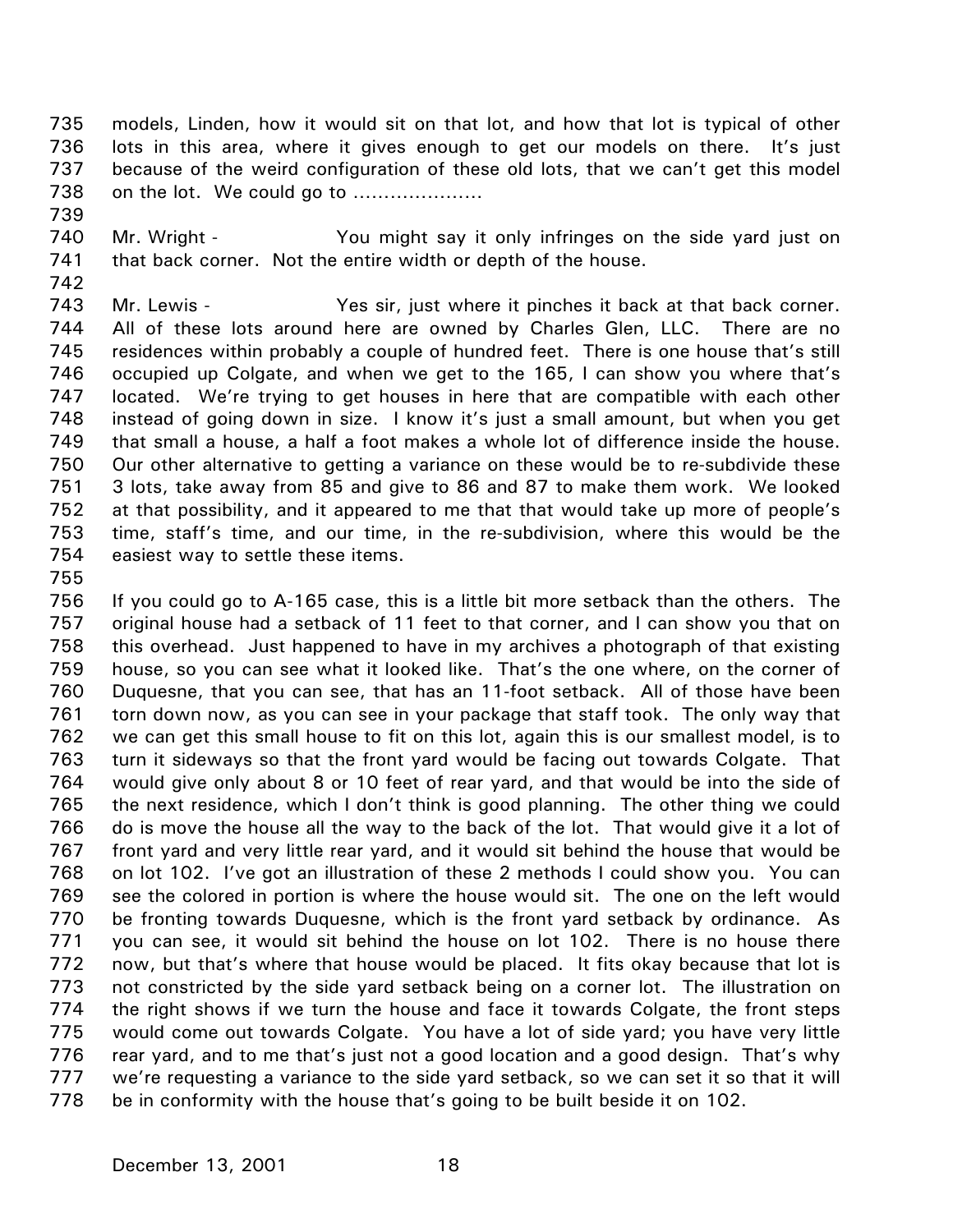models, Linden, how it would sit on that lot, and how that lot is typical of other lots in this area, where it gives enough to get our models on there. It's just because of the weird configuration of these old lots, that we can't get this model on the lot. We could go to …………………

Mr. Wright - You might say it only infringes on the side yard just on that back corner. Not the entire width or depth of the house.

Mr. Lewis - Yes sir, just where it pinches it back at that back corner. All of these lots around here are owned by Charles Glen, LLC. There are no residences within probably a couple of hundred feet. There is one house that's still occupied up Colgate, and when we get to the 165, I can show you where that's located. We're trying to get houses in here that are compatible with each other instead of going down in size. I know it's just a small amount, but when you get that small a house, a half a foot makes a whole lot of difference inside the house. Our other alternative to getting a variance on these would be to re-subdivide these 3 lots, take away from 85 and give to 86 and 87 to make them work. We looked at that possibility, and it appeared to me that that would take up more of people's time, staff's time, and our time, in the re-subdivision, where this would be the easiest way to settle these items.

If you could go to A-165 case, this is a little bit more setback than the others. The original house had a setback of 11 feet to that corner, and I can show you that on this overhead. Just happened to have in my archives a photograph of that existing house, so you can see what it looked like. That's the one where, on the corner of Duquesne, that you can see, that has an 11-foot setback. All of those have been torn down now, as you can see in your package that staff took. The only way that we can get this small house to fit on this lot, again this is our smallest model, is to turn it sideways so that the front yard would be facing out towards Colgate. That would give only about 8 or 10 feet of rear yard, and that would be into the side of the next residence, which I don't think is good planning. The other thing we could do is move the house all the way to the back of the lot. That would give it a lot of front yard and very little rear yard, and it would sit behind the house that would be on lot 102. I've got an illustration of these 2 methods I could show you. You can see the colored in portion is where the house would sit. The one on the left would be fronting towards Duquesne, which is the front yard setback by ordinance. As you can see, it would sit behind the house on lot 102. There is no house there now, but that's where that house would be placed. It fits okay because that lot is not constricted by the side yard setback being on a corner lot. The illustration on the right shows if we turn the house and face it towards Colgate, the front steps would come out towards Colgate. You have a lot of side yard; you have very little rear yard, and to me that's just not a good location and a good design. That's why we're requesting a variance to the side yard setback, so we can set it so that it will be in conformity with the house that's going to be built beside it on 102.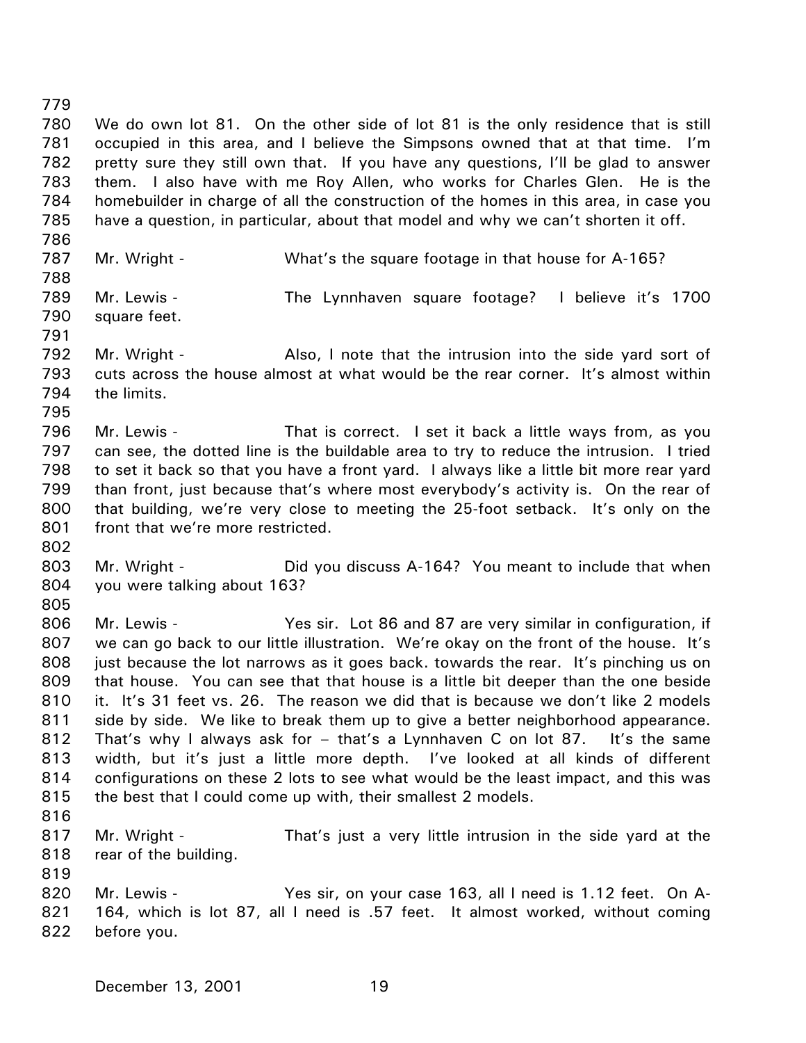We do own lot 81. On the other side of lot 81 is the only residence that is still occupied in this area, and I believe the Simpsons owned that at that time. I'm pretty sure they still own that. If you have any questions, I'll be glad to answer them. I also have with me Roy Allen, who works for Charles Glen. He is the homebuilder in charge of all the construction of the homes in this area, in case you have a question, in particular, about that model and why we can't shorten it off.

Mr. Wright - What's the square footage in that house for A-165?

Mr. Lewis - The Lynnhaven square footage? I believe it's 1700 square feet.

Mr. Wright - Also, I note that the intrusion into the side yard sort of cuts across the house almost at what would be the rear corner. It's almost within the limits.

Mr. Lewis - That is correct. I set it back a little ways from, as you can see, the dotted line is the buildable area to try to reduce the intrusion. I tried to set it back so that you have a front yard. I always like a little bit more rear yard than front, just because that's where most everybody's activity is. On the rear of that building, we're very close to meeting the 25-foot setback. It's only on the front that we're more restricted.

Mr. Wright - Did you discuss A-164? You meant to include that when you were talking about 163?

Mr. Lewis - Yes sir. Lot 86 and 87 are very similar in configuration, if we can go back to our little illustration. We're okay on the front of the house. It's just because the lot narrows as it goes back. towards the rear. It's pinching us on that house. You can see that that house is a little bit deeper than the one beside it. It's 31 feet vs. 26. The reason we did that is because we don't like 2 models side by side. We like to break them up to give a better neighborhood appearance. That's why I always ask for – that's a Lynnhaven C on lot 87. It's the same width, but it's just a little more depth. I've looked at all kinds of different configurations on these 2 lots to see what would be the least impact, and this was the best that I could come up with, their smallest 2 models.

Mr. Wright - That's just a very little intrusion in the side yard at the rear of the building.

Mr. Lewis - Yes sir, on your case 163, all I need is 1.12 feet. On A-164, which is lot 87, all I need is .57 feet. It almost worked, without coming before you.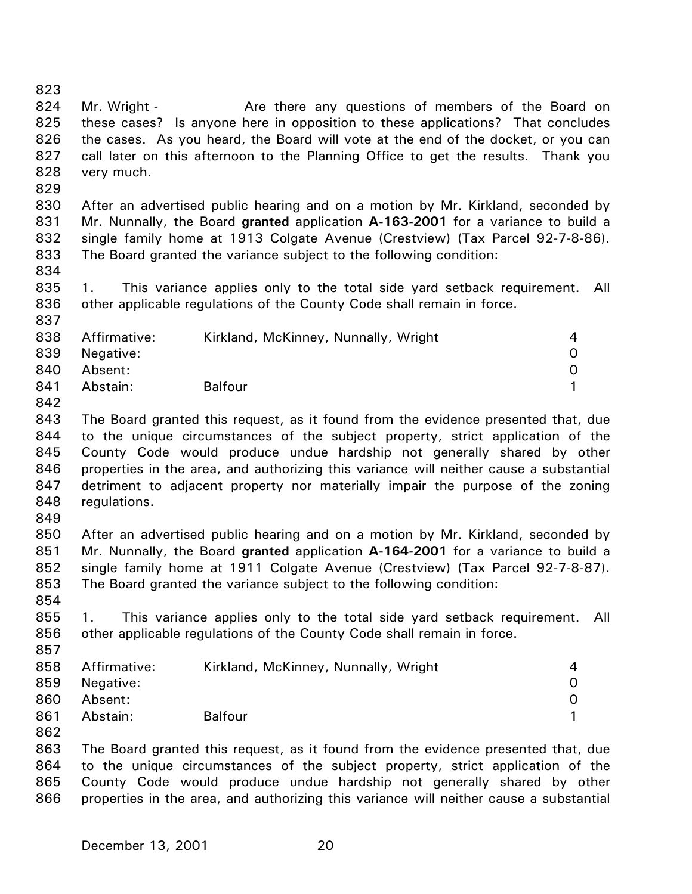Mr. Wright - Are there any questions of members of the Board on these cases? Is anyone here in opposition to these applications? That concludes the cases. As you heard, the Board will vote at the end of the docket, or you can call later on this afternoon to the Planning Office to get the results. Thank you very much.

After an advertised public hearing and on a motion by Mr. Kirkland, seconded by Mr. Nunnally, the Board **granted** application **A-163-2001** for a variance to build a single family home at 1913 Colgate Avenue (Crestview) (Tax Parcel 92-7-8-86). The Board granted the variance subject to the following condition:

1. This variance applies only to the total side yard setback requirement. All other applicable regulations of the County Code shall remain in force.

| | | |
|---|---|---|
| Affirmative: | Kirkland, McKinney, Nunnally, Wright | 4 |
| Negative: | | 0 |
| Absent: | | 0 |
| Abstain: | Balfour | 1 |

The Board granted this request, as it found from the evidence presented that, due to the unique circumstances of the subject property, strict application of the County Code would produce undue hardship not generally shared by other properties in the area, and authorizing this variance will neither cause a substantial detriment to adjacent property nor materially impair the purpose of the zoning regulations.

After an advertised public hearing and on a motion by Mr. Kirkland, seconded by Mr. Nunnally, the Board **granted** application **A-164-2001** for a variance to build a single family home at 1911 Colgate Avenue (Crestview) (Tax Parcel 92-7-8-87). The Board granted the variance subject to the following condition:

1. This variance applies only to the total side yard setback requirement. All other applicable regulations of the County Code shall remain in force.

| | | |
|---|---|---|
| Affirmative: | Kirkland, McKinney, Nunnally, Wright | 4 |
| Negative: | | 0 |
| Absent: | | 0 |
| Abstain: | Balfour | 1 |

The Board granted this request, as it found from the evidence presented that, due to the unique circumstances of the subject property, strict application of the County Code would produce undue hardship not generally shared by other properties in the area, and authorizing this variance will neither cause a substantial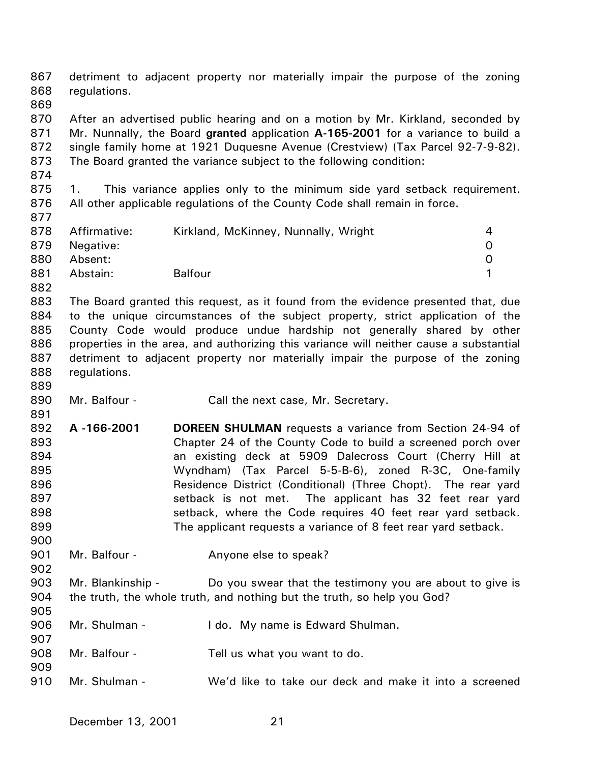detriment to adjacent property nor materially impair the purpose of the zoning regulations.

After an advertised public hearing and on a motion by Mr. Kirkland, seconded by Mr. Nunnally, the Board **granted** application **A-165-2001** for a variance to build a single family home at 1921 Duquesne Avenue (Crestview) (Tax Parcel 92-7-9-82). The Board granted the variance subject to the following condition:

1. This variance applies only to the minimum side yard setback requirement. All other applicable regulations of the County Code shall remain in force.

| | | |
|---|---|---|
| Affirmative: | Kirkland, McKinney, Nunnally, Wright | 4 |
| Negative: | | 0 |
| Absent: | | 0 |
| Abstain: | Balfour | 1 |

The Board granted this request, as it found from the evidence presented that, due to the unique circumstances of the subject property, strict application of the County Code would produce undue hardship not generally shared by other properties in the area, and authorizing this variance will neither cause a substantial detriment to adjacent property nor materially impair the purpose of the zoning regulations.

Mr. Balfour - Call the next case, Mr. Secretary.

**A -166-2001** **DOREEN SHULMAN** requests a variance from Section 24-94 of Chapter 24 of the County Code to build a screened porch over an existing deck at 5909 Dalecross Court (Cherry Hill at Wyndham) (Tax Parcel 5-5-B-6), zoned R-3C, One-family Residence District (Conditional) (Three Chopt). The rear yard setback is not met. The applicant has 32 feet rear yard setback, where the Code requires 40 feet rear yard setback. The applicant requests a variance of 8 feet rear yard setback.

Mr. Balfour - Anyone else to speak?

Mr. Blankinship - Do you swear that the testimony you are about to give is the truth, the whole truth, and nothing but the truth, so help you God?

Mr. Shulman - I do. My name is Edward Shulman.

Mr. Balfour - Tell us what you want to do.

Mr. Shulman - We'd like to take our deck and make it into a screened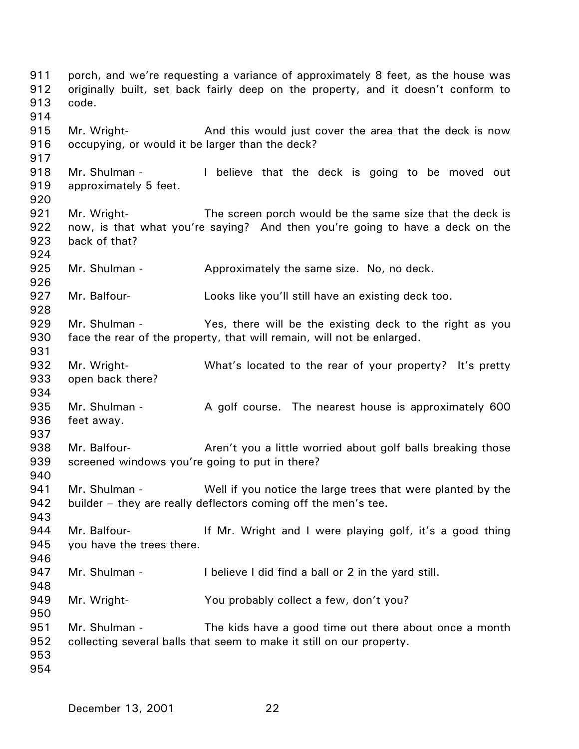porch, and we're requesting a variance of approximately 8 feet, as the house was originally built, set back fairly deep on the property, and it doesn't conform to code.

Mr. Wright- And this would just cover the area that the deck is now occupying, or would it be larger than the deck?

Mr. Shulman - I believe that the deck is going to be moved out approximately 5 feet.

Mr. Wright- The screen porch would be the same size that the deck is now, is that what you're saying? And then you're going to have a deck on the back of that?

Mr. Shulman - Approximately the same size. No, no deck.

Mr. Balfour- Looks like you'll still have an existing deck too.

Mr. Shulman - Yes, there will be the existing deck to the right as you face the rear of the property, that will remain, will not be enlarged.

Mr. Wright- What's located to the rear of your property? It's pretty open back there?

Mr. Shulman - A golf course. The nearest house is approximately 600 feet away.

Mr. Balfour- Aren't you a little worried about golf balls breaking those screened windows you're going to put in there?

Mr. Shulman - Well if you notice the large trees that were planted by the builder – they are really deflectors coming off the men's tee.

Mr. Balfour- If Mr. Wright and I were playing golf, it's a good thing you have the trees there.

Mr. Shulman - I believe I did find a ball or 2 in the yard still.

Mr. Wright- You probably collect a few, don't you?

Mr. Shulman - The kids have a good time out there about once a month collecting several balls that seem to make it still on our property.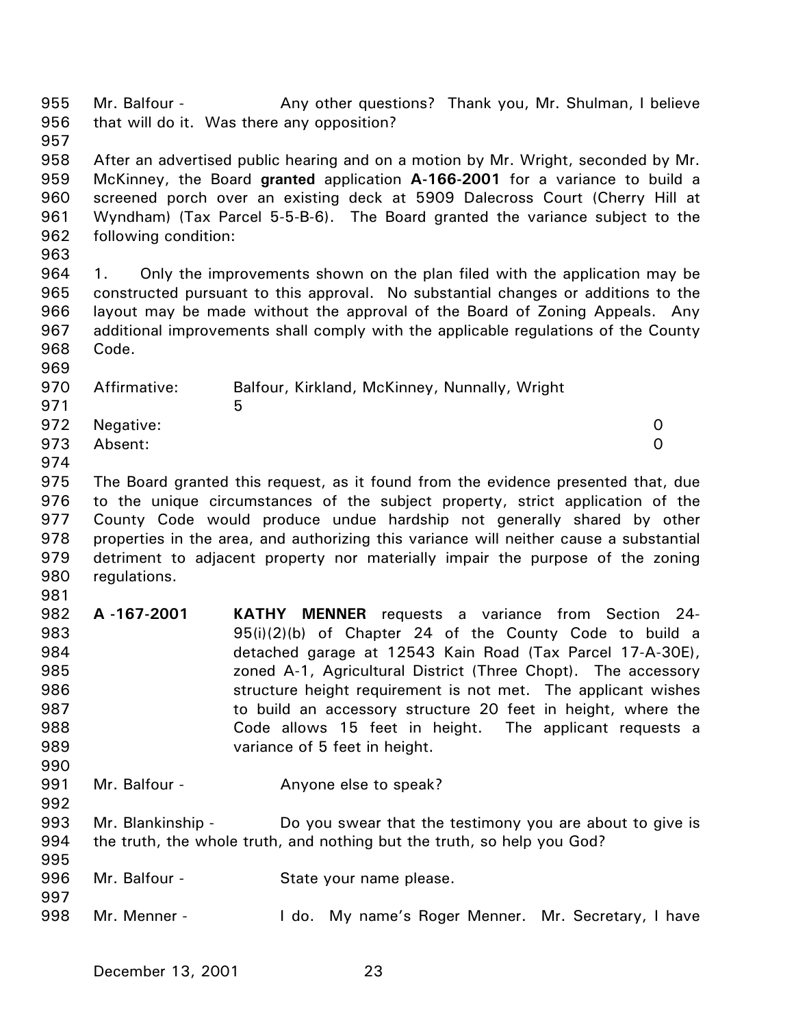Mr. Balfour - Any other questions? Thank you, Mr. Shulman, I believe that will do it. Was there any opposition?

After an advertised public hearing and on a motion by Mr. Wright, seconded by Mr. McKinney, the Board **granted** application **A-166-2001** for a variance to build a screened porch over an existing deck at 5909 Dalecross Court (Cherry Hill at Wyndham) (Tax Parcel 5-5-B-6). The Board granted the variance subject to the following condition:

1. Only the improvements shown on the plan filed with the application may be constructed pursuant to this approval. No substantial changes or additions to the layout may be made without the approval of the Board of Zoning Appeals. Any additional improvements shall comply with the applicable regulations of the County Code.

Affirmative: Balfour, Kirkland, McKinney, Nunnally, Wright 5
Negative: 0
Absent: 0

The Board granted this request, as it found from the evidence presented that, due to the unique circumstances of the subject property, strict application of the County Code would produce undue hardship not generally shared by other properties in the area, and authorizing this variance will neither cause a substantial detriment to adjacent property nor materially impair the purpose of the zoning regulations.

**A -167-2001** **KATHY MENNER** requests a variance from Section 24-95(i)(2)(b) of Chapter 24 of the County Code to build a detached garage at 12543 Kain Road (Tax Parcel 17-A-30E), zoned A-1, Agricultural District (Three Chopt). The accessory structure height requirement is not met. The applicant wishes to build an accessory structure 20 feet in height, where the Code allows 15 feet in height. The applicant requests a variance of 5 feet in height.

Mr. Balfour - Anyone else to speak?

Mr. Blankinship - Do you swear that the testimony you are about to give is the truth, the whole truth, and nothing but the truth, so help you God?

Mr. Balfour - State your name please.

Mr. Menner - I do. My name's Roger Menner. Mr. Secretary, I have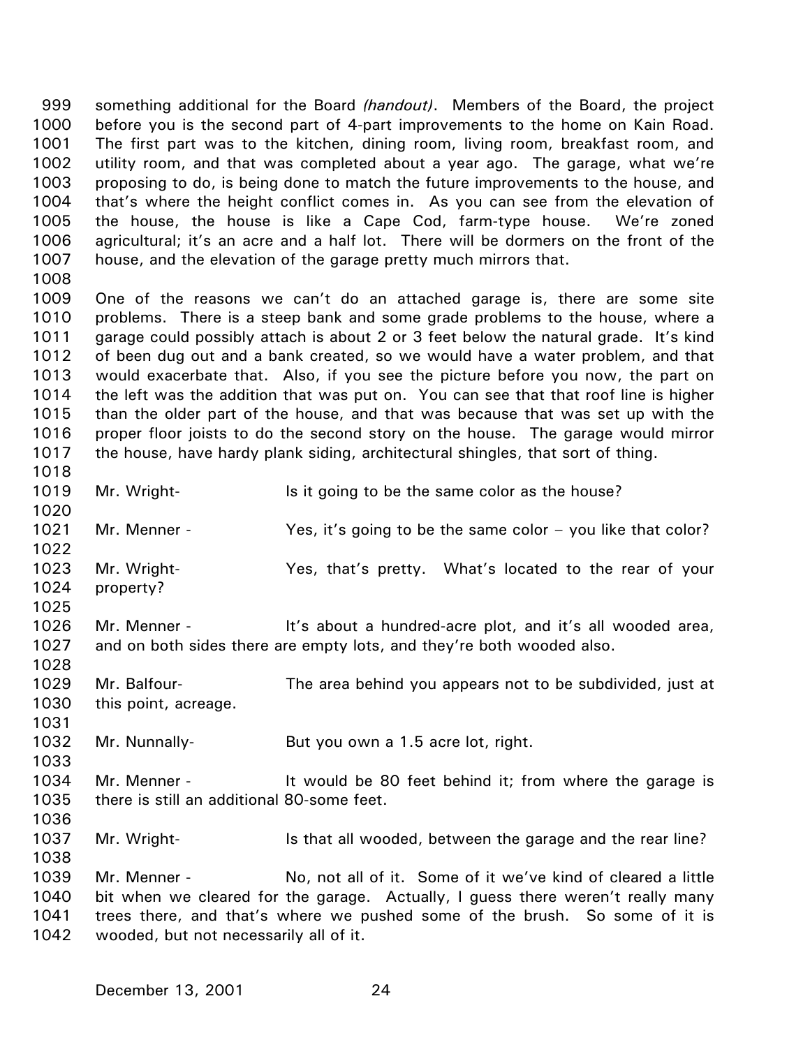something additional for the Board *(handout)*. Members of the Board, the project before you is the second part of 4-part improvements to the home on Kain Road. The first part was to the kitchen, dining room, living room, breakfast room, and utility room, and that was completed about a year ago. The garage, what we're proposing to do, is being done to match the future improvements to the house, and that's where the height conflict comes in. As you can see from the elevation of the house, the house is like a Cape Cod, farm-type house. We're zoned agricultural; it's an acre and a half lot. There will be dormers on the front of the house, and the elevation of the garage pretty much mirrors that.

One of the reasons we can't do an attached garage is, there are some site problems. There is a steep bank and some grade problems to the house, where a garage could possibly attach is about 2 or 3 feet below the natural grade. It's kind of been dug out and a bank created, so we would have a water problem, and that would exacerbate that. Also, if you see the picture before you now, the part on the left was the addition that was put on. You can see that that roof line is higher than the older part of the house, and that was because that was set up with the proper floor joists to do the second story on the house. The garage would mirror the house, have hardy plank siding, architectural shingles, that sort of thing.

Mr. Wright- Is it going to be the same color as the house?

Mr. Menner - Yes, it's going to be the same color – you like that color?

Mr. Wright- Yes, that's pretty. What's located to the rear of your property?

Mr. Menner - It's about a hundred-acre plot, and it's all wooded area, and on both sides there are empty lots, and they're both wooded also.

Mr. Balfour- The area behind you appears not to be subdivided, just at this point, acreage.

Mr. Nunnally- But you own a 1.5 acre lot, right.

Mr. Menner - It would be 80 feet behind it; from where the garage is there is still an additional 80-some feet.

Mr. Wright- Is that all wooded, between the garage and the rear line?

Mr. Menner - No, not all of it. Some of it we've kind of cleared a little bit when we cleared for the garage. Actually, I guess there weren't really many trees there, and that's where we pushed some of the brush. So some of it is wooded, but not necessarily all of it.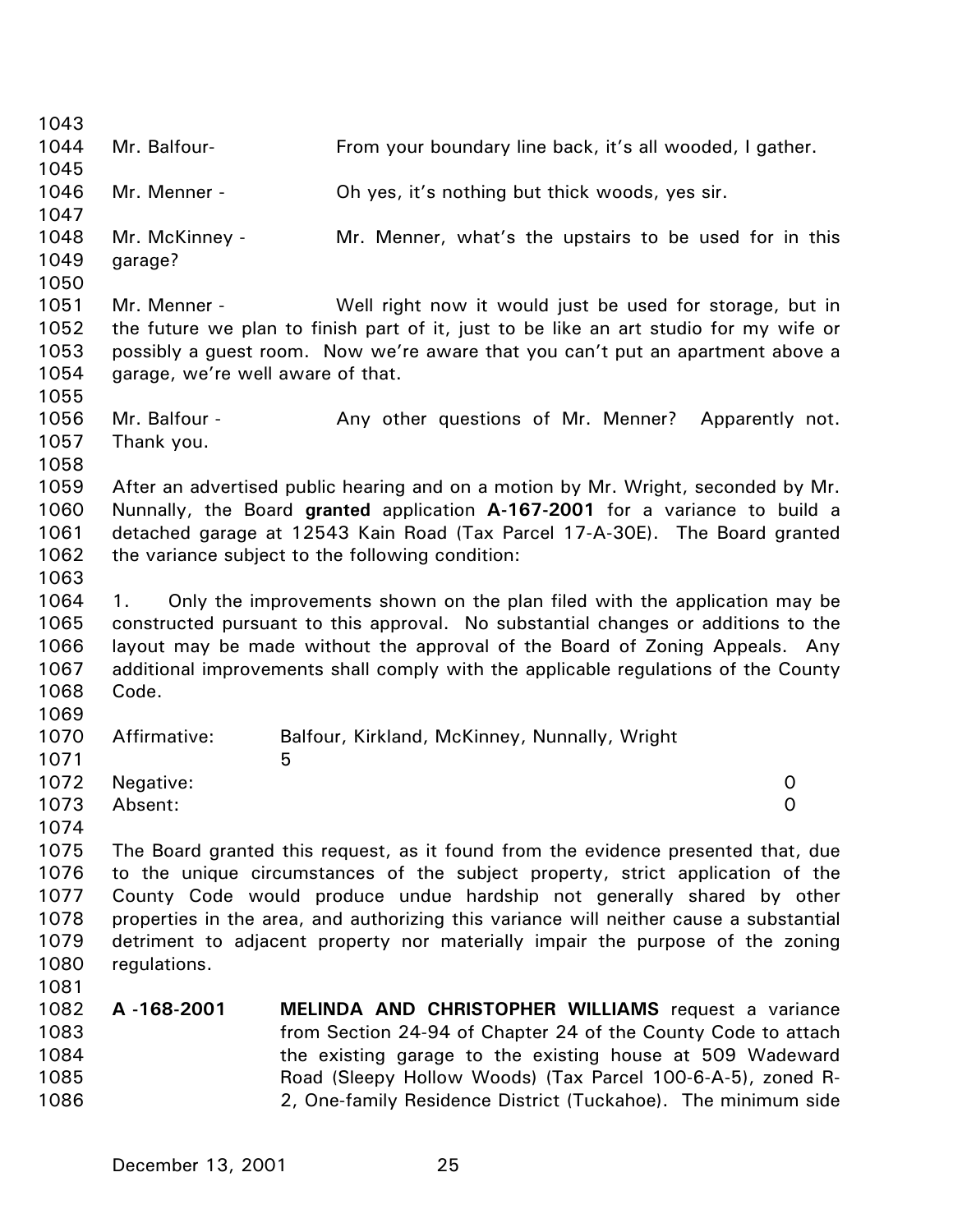Mr. Balfour- From your boundary line back, it's all wooded, I gather.

Mr. Menner - Oh yes, it's nothing but thick woods, yes sir.

Mr. McKinney - Mr. Menner, what's the upstairs to be used for in this garage?

Mr. Menner - Well right now it would just be used for storage, but in the future we plan to finish part of it, just to be like an art studio for my wife or possibly a guest room. Now we're aware that you can't put an apartment above a garage, we're well aware of that.

Mr. Balfour - Any other questions of Mr. Menner? Apparently not. Thank you.

After an advertised public hearing and on a motion by Mr. Wright, seconded by Mr. Nunnally, the Board **granted** application **A-167-2001** for a variance to build a detached garage at 12543 Kain Road (Tax Parcel 17-A-30E). The Board granted the variance subject to the following condition:

1. Only the improvements shown on the plan filed with the application may be constructed pursuant to this approval. No substantial changes or additions to the layout may be made without the approval of the Board of Zoning Appeals. Any additional improvements shall comply with the applicable regulations of the County Code.

Affirmative: Balfour, Kirkland, McKinney, Nunnally, Wright 5
Negative: 0
Absent: 0

The Board granted this request, as it found from the evidence presented that, due to the unique circumstances of the subject property, strict application of the County Code would produce undue hardship not generally shared by other properties in the area, and authorizing this variance will neither cause a substantial detriment to adjacent property nor materially impair the purpose of the zoning regulations.

**A -168-2001** **MELINDA AND CHRISTOPHER WILLIAMS** request a variance from Section 24-94 of Chapter 24 of the County Code to attach the existing garage to the existing house at 509 Wadeward Road (Sleepy Hollow Woods) (Tax Parcel 100-6-A-5), zoned R-2, One-family Residence District (Tuckahoe). The minimum side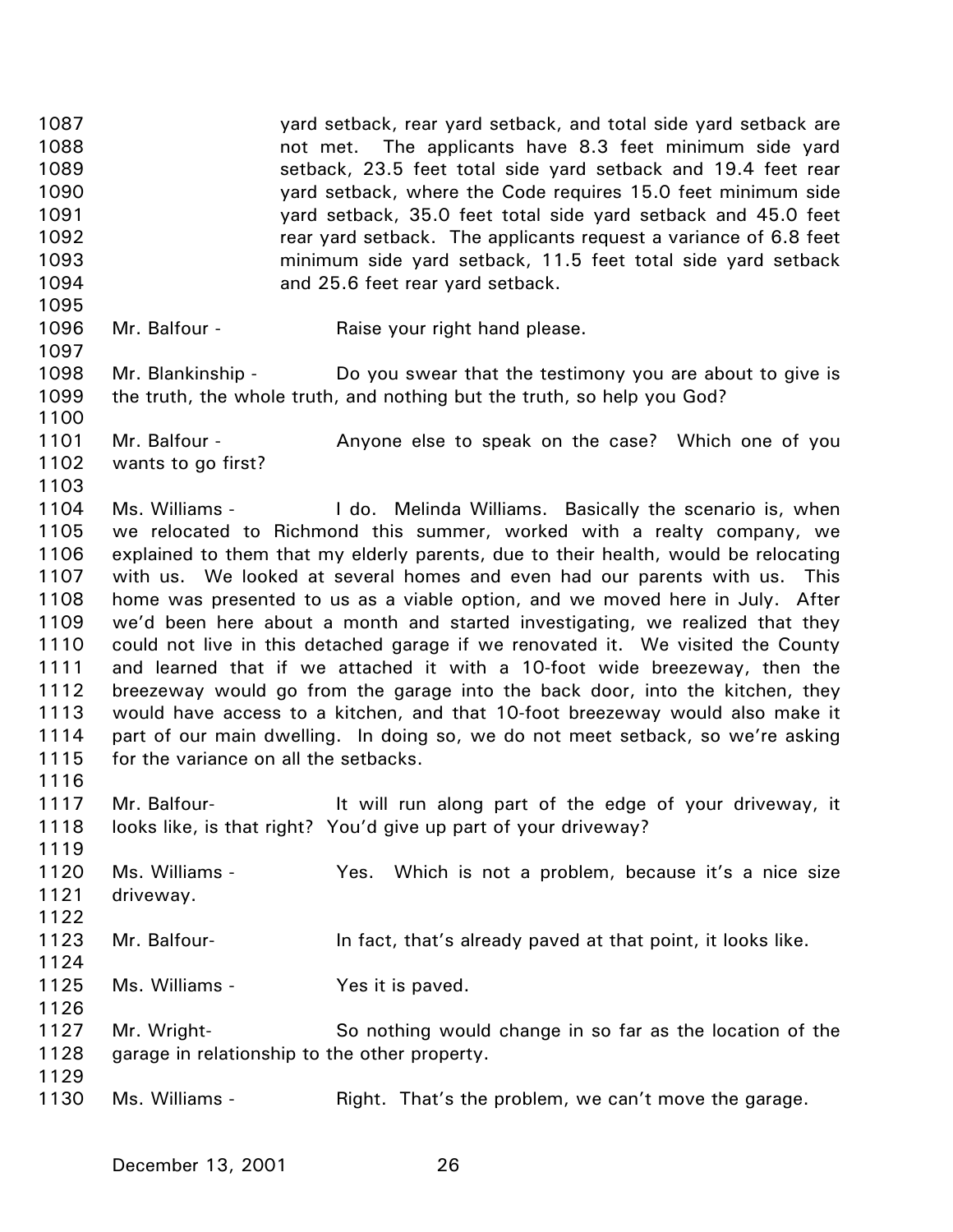yard setback, rear yard setback, and total side yard setback are not met. The applicants have 8.3 feet minimum side yard setback, 23.5 feet total side yard setback and 19.4 feet rear yard setback, where the Code requires 15.0 feet minimum side yard setback, 35.0 feet total side yard setback and 45.0 feet rear yard setback. The applicants request a variance of 6.8 feet minimum side yard setback, 11.5 feet total side yard setback and 25.6 feet rear yard setback.

Mr. Balfour - Raise your right hand please.

Mr. Blankinship - Do you swear that the testimony you are about to give is the truth, the whole truth, and nothing but the truth, so help you God?

Mr. Balfour - Anyone else to speak on the case? Which one of you wants to go first?

Ms. Williams - I do. Melinda Williams. Basically the scenario is, when we relocated to Richmond this summer, worked with a realty company, we explained to them that my elderly parents, due to their health, would be relocating with us. We looked at several homes and even had our parents with us. This home was presented to us as a viable option, and we moved here in July. After we'd been here about a month and started investigating, we realized that they could not live in this detached garage if we renovated it. We visited the County and learned that if we attached it with a 10-foot wide breezeway, then the breezeway would go from the garage into the back door, into the kitchen, they would have access to a kitchen, and that 10-foot breezeway would also make it part of our main dwelling. In doing so, we do not meet setback, so we're asking for the variance on all the setbacks.

Mr. Balfour- It will run along part of the edge of your driveway, it looks like, is that right? You'd give up part of your driveway?

Ms. Williams - Yes. Which is not a problem, because it's a nice size driveway.

Mr. Balfour- In fact, that's already paved at that point, it looks like.

Ms. Williams - Yes it is paved.

Mr. Wright- So nothing would change in so far as the location of the garage in relationship to the other property.

Ms. Williams - Right. That's the problem, we can't move the garage.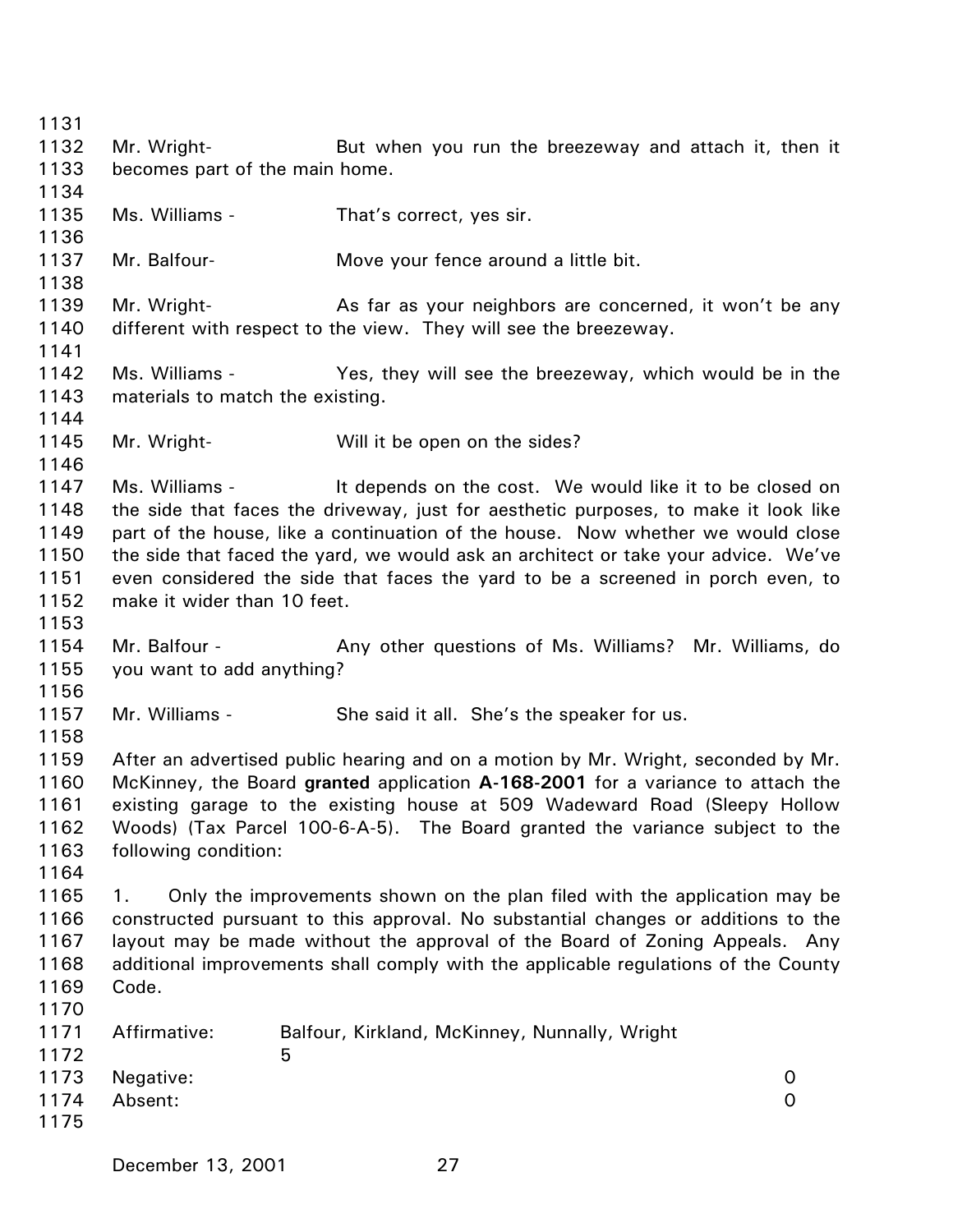Mr. Wright- But when you run the breezeway and attach it, then it becomes part of the main home.

Ms. Williams - That's correct, yes sir.

Mr. Balfour- Move your fence around a little bit.

Mr. Wright- As far as your neighbors are concerned, it won't be any different with respect to the view. They will see the breezeway.

Ms. Williams - Yes, they will see the breezeway, which would be in the materials to match the existing.

Mr. Wright- Will it be open on the sides?

Ms. Williams - It depends on the cost. We would like it to be closed on the side that faces the driveway, just for aesthetic purposes, to make it look like part of the house, like a continuation of the house. Now whether we would close the side that faced the yard, we would ask an architect or take your advice. We've even considered the side that faces the yard to be a screened in porch even, to make it wider than 10 feet.

Mr. Balfour - Any other questions of Ms. Williams? Mr. Williams, do you want to add anything?

Mr. Williams - She said it all. She's the speaker for us.

After an advertised public hearing and on a motion by Mr. Wright, seconded by Mr. McKinney, the Board **granted** application **A-168-2001** for a variance to attach the existing garage to the existing house at 509 Wadeward Road (Sleepy Hollow Woods) (Tax Parcel 100-6-A-5). The Board granted the variance subject to the following condition:

1. Only the improvements shown on the plan filed with the application may be constructed pursuant to this approval. No substantial changes or additions to the layout may be made without the approval of the Board of Zoning Appeals. Any additional improvements shall comply with the applicable regulations of the County Code.

Affirmative: Balfour, Kirkland, McKinney, Nunnally, Wright 5
Negative: 0
Absent: 0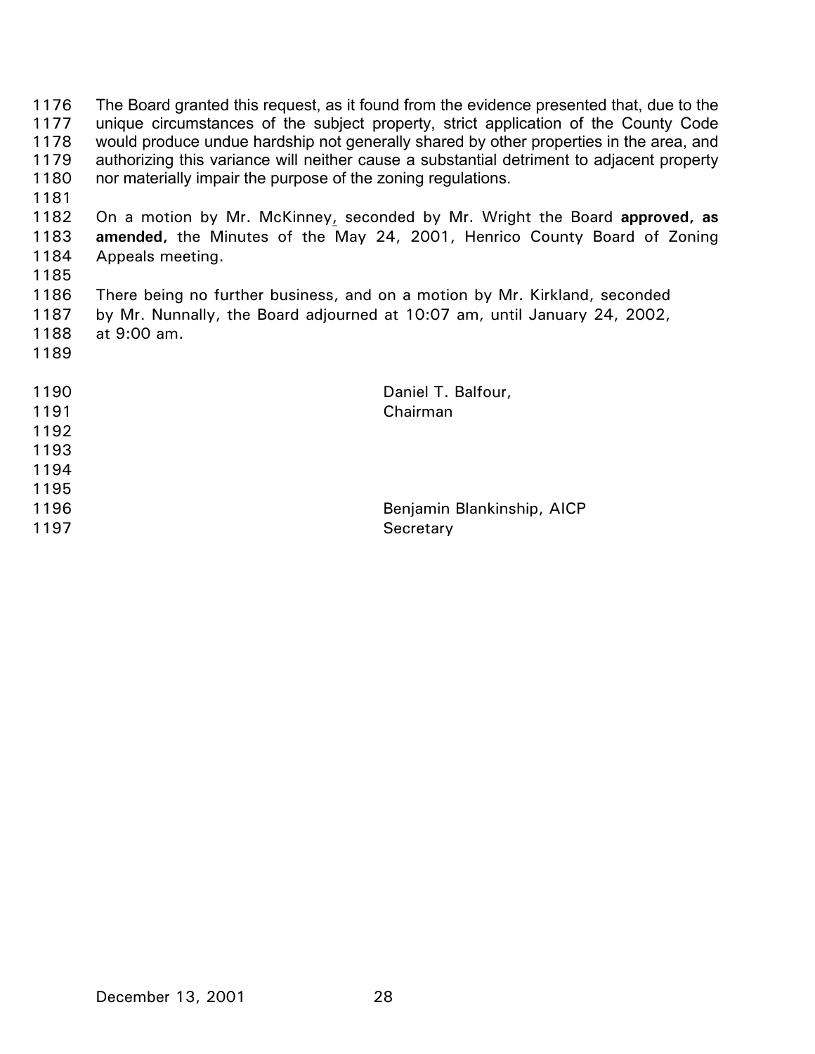The Board granted this request, as it found from the evidence presented that, due to the unique circumstances of the subject property, strict application of the County Code would produce undue hardship not generally shared by other properties in the area, and authorizing this variance will neither cause a substantial detriment to adjacent property nor materially impair the purpose of the zoning regulations.

On a motion by Mr. McKinney, seconded by Mr. Wright the Board **approved, as amended,** the Minutes of the May 24, 2001, Henrico County Board of Zoning Appeals meeting.

There being no further business, and on a motion by Mr. Kirkland, seconded by Mr. Nunnally, the Board adjourned at 10:07 am, until January 24, 2002, at 9:00 am.

Daniel T. Balfour,
Chairman

Benjamin Blankinship, AICP
Secretary